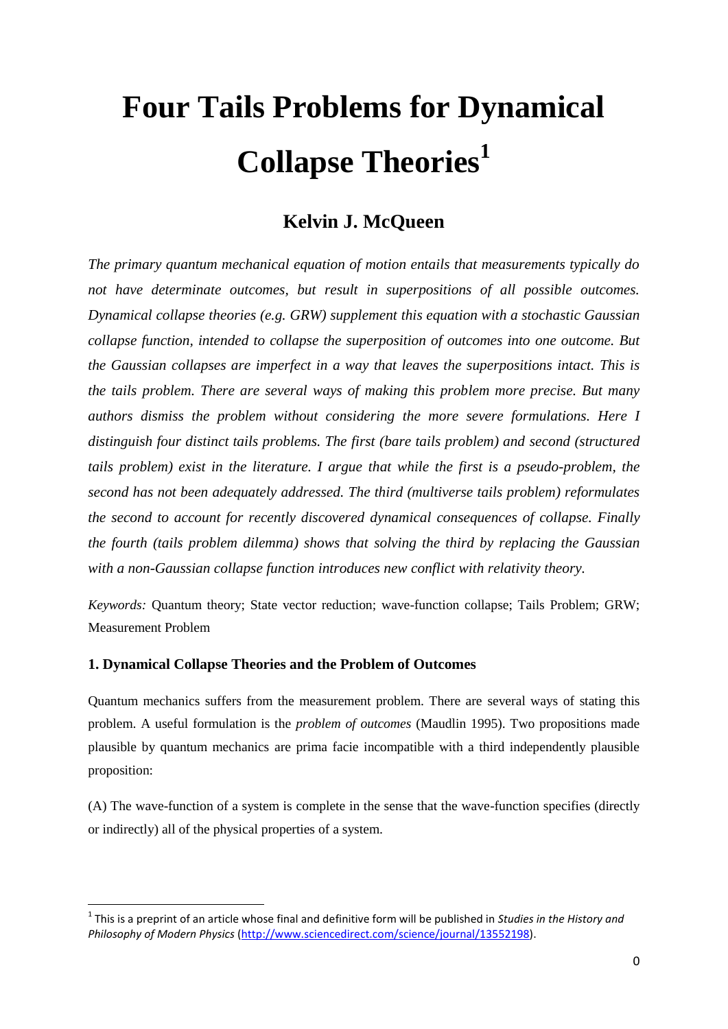# Four Tails Problems for Dynamical Collapse Theories[1]

## Kelvin J. McQueen

*The primary quantum mechanical equation of motion entails that measurements typically do not have determinate outcomes, but result in superpositions of all possible outcomes. Dynamical collapse theories (e.g. GRW) supplement this equation with a stochastic Gaussian collapse function, intended to collapse the superposition of outcomes into one outcome. But the Gaussian collapses are imperfect in a way that leaves the superpositions intact. This is the tails problem. There are several ways of making this problem more precise. But many authors dismiss the problem without considering the more severe formulations. Here I distinguish four distinct tails problems. The first (bare tails problem) and second (structured tails problem) exist in the literature. I argue that while the first is a pseudo-problem, the second has not been adequately addressed. The third (multiverse tails problem) reformulates the second to account for recently discovered dynamical consequences of collapse. Finally the fourth (tails problem dilemma) shows that solving the third by replacing the Gaussian with a non-Gaussian collapse function introduces new conflict with relativity theory.*

*Keywords:* Quantum theory; State vector reduction; wave-function collapse; Tails Problem; GRW; Measurement Problem

### 1. Dynamical Collapse Theories and the Problem of Outcomes

Quantum mechanics suffers from the measurement problem. There are several ways of stating this problem. A useful formulation is the *problem of outcomes* (Maudlin 1995). Two propositions made plausible by quantum mechanics are prima facie incompatible with a third independently plausible proposition:

(A) The wave-function of a system is complete in the sense that the wave-function specifies (directly or indirectly) all of the physical properties of a system.

[1] This is a preprint of an article whose final and definitive form will be published in *Studies in the History and Philosophy of Modern Physics* (http://www.sciencedirect.com/science/journal/13552198).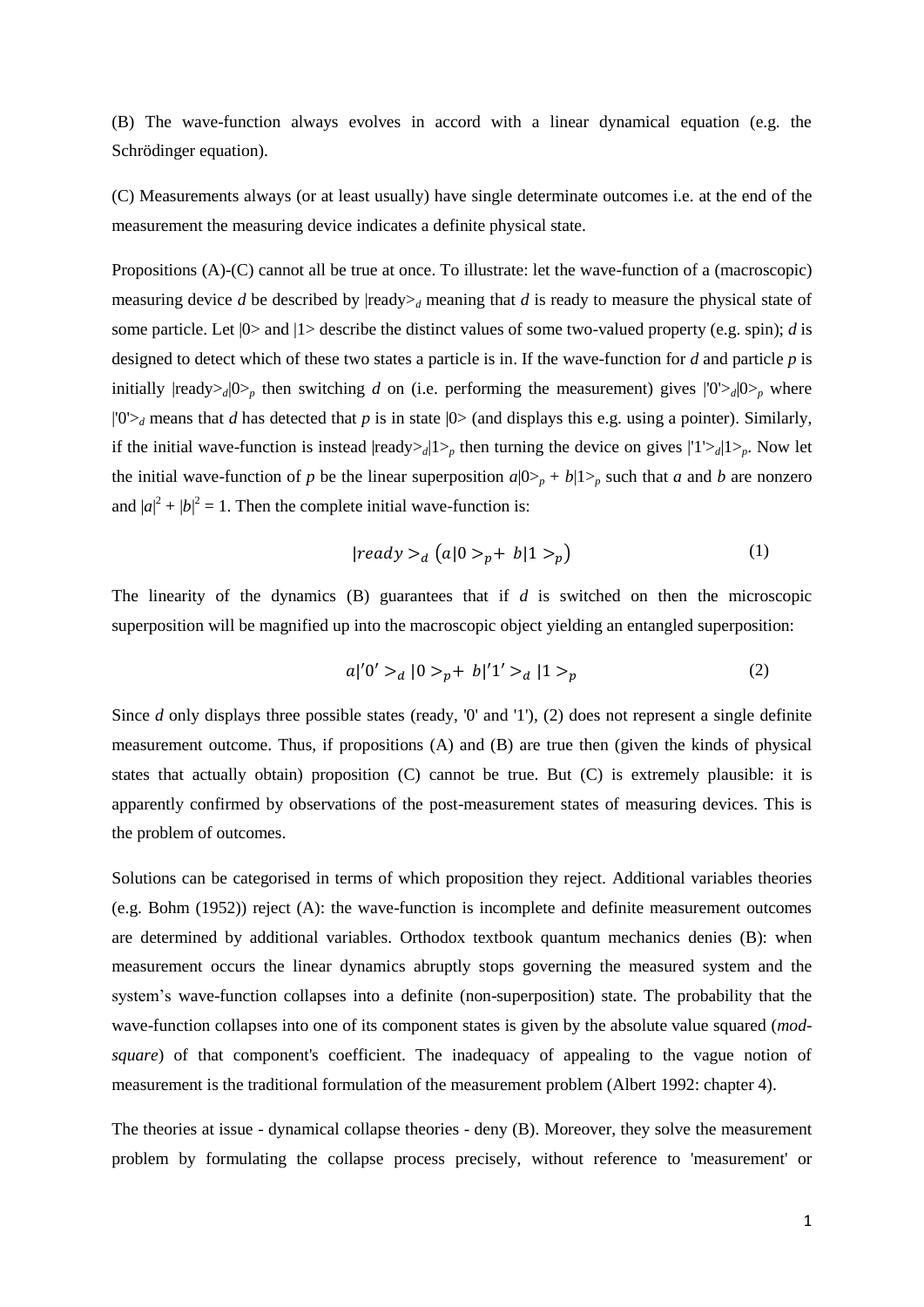(B) The wave-function always evolves in accord with a linear dynamical equation (e.g. the Schrödinger equation).

(C) Measurements always (or at least usually) have single determinate outcomes i.e. at the end of the measurement the measuring device indicates a definite physical state.

Propositions (A)-(C) cannot all be true at once. To illustrate: let the wave-function of a (macroscopic) measuring device $d$ be described by $|\text{ready}>_d$ meaning that $d$ is ready to measure the physical state of some particle. Let $|0>$ and $|1>$ describe the distinct values of some two-valued property (e.g. spin); $d$ is designed to detect which of these two states a particle is in. If the wave-function for $d$ and particle $p$ is initially $|\text{ready}>_d|0>_p$ then switching $d$ on (i.e. performing the measurement) gives $|'0'>_d|0>_p$ where $|'0'>_d$ means that $d$ has detected that $p$ is in state $|0>$ (and displays this e.g. using a pointer). Similarly, if the initial wave-function is instead $|\text{ready}>_d|1>_p$ then turning the device on gives $|'1'>_d|1>_p$. Now let the initial wave-function of $p$ be the linear superposition $a|0>_p + b|1>_p$ such that $a$ and $b$ are nonzero and $|a|^2 + |b|^2 = 1$. Then the complete initial wave-function is:

$$|ready>_d \left(a|0>_p + b|1>_p\right) \tag{1}$$

The linearity of the dynamics (B) guarantees that if $d$ is switched on then the microscopic superposition will be magnified up into the macroscopic object yielding an entangled superposition:

$$a|'0'>_d |0>_p + b|'1'>_d |1>_p \tag{2}$$

Since $d$ only displays three possible states (ready, '0' and '1'), (2) does not represent a single definite measurement outcome. Thus, if propositions (A) and (B) are true then (given the kinds of physical states that actually obtain) proposition (C) cannot be true. But (C) is extremely plausible: it is apparently confirmed by observations of the post-measurement states of measuring devices. This is the problem of outcomes.

Solutions can be categorised in terms of which proposition they reject. Additional variables theories (e.g. Bohm (1952)) reject (A): the wave-function is incomplete and definite measurement outcomes are determined by additional variables. Orthodox textbook quantum mechanics denies (B): when measurement occurs the linear dynamics abruptly stops governing the measured system and the system's wave-function collapses into a definite (non-superposition) state. The probability that the wave-function collapses into one of its component states is given by the absolute value squared (*mod-square*) of that component's coefficient. The inadequacy of appealing to the vague notion of measurement is the traditional formulation of the measurement problem (Albert 1992: chapter 4).

The theories at issue - dynamical collapse theories - deny (B). Moreover, they solve the measurement problem by formulating the collapse process precisely, without reference to 'measurement' or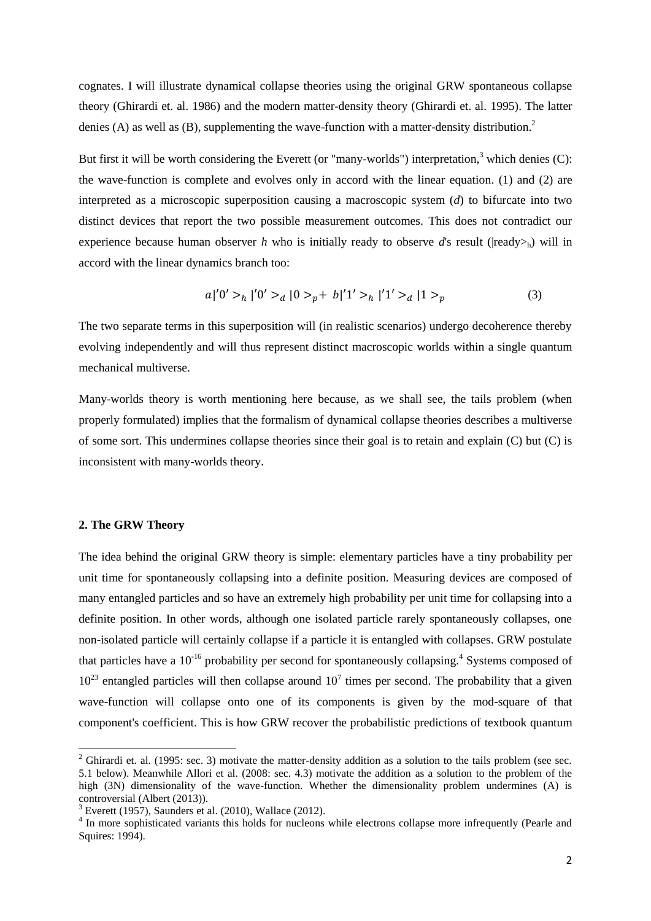cognates. I will illustrate dynamical collapse theories using the original GRW spontaneous collapse theory (Ghirardi et. al. 1986) and the modern matter-density theory (Ghirardi et. al. 1995). The latter denies (A) as well as (B), supplementing the wave-function with a matter-density distribution.[2]

But first it will be worth considering the Everett (or "many-worlds") interpretation,[3] which denies (C): the wave-function is complete and evolves only in accord with the linear equation. (1) and (2) are interpreted as a microscopic superposition causing a macroscopic system (*d*) to bifurcate into two distinct devices that report the two possible measurement outcomes. This does not contradict our experience because human observer *h* who is initially ready to observe *d*'s result ($|\text{ready}>_h$) will in accord with the linear dynamics branch too:

$$a|'0'>_h\,|'0'>_d\,|0>_p + \,b|'1'>_h\,|'1'>_d\,|1>_p \qquad (3)$$

The two separate terms in this superposition will (in realistic scenarios) undergo decoherence thereby evolving independently and will thus represent distinct macroscopic worlds within a single quantum mechanical multiverse.

Many-worlds theory is worth mentioning here because, as we shall see, the tails problem (when properly formulated) implies that the formalism of dynamical collapse theories describes a multiverse of some sort. This undermines collapse theories since their goal is to retain and explain (C) but (C) is inconsistent with many-worlds theory.

## 2. The GRW Theory

The idea behind the original GRW theory is simple: elementary particles have a tiny probability per unit time for spontaneously collapsing into a definite position. Measuring devices are composed of many entangled particles and so have an extremely high probability per unit time for collapsing into a definite position. In other words, although one isolated particle rarely spontaneously collapses, one non-isolated particle will certainly collapse if a particle it is entangled with collapses. GRW postulate that particles have a $10^{-16}$ probability per second for spontaneously collapsing.[4] Systems composed of $10^{23}$ entangled particles will then collapse around $10^{7}$ times per second. The probability that a given wave-function will collapse onto one of its components is given by the mod-square of that component's coefficient. This is how GRW recover the probabilistic predictions of textbook quantum

---

[2] Ghirardi et. al. (1995: sec. 3) motivate the matter-density addition as a solution to the tails problem (see sec. 5.1 below). Meanwhile Allori et al. (2008: sec. 4.3) motivate the addition as a solution to the problem of the high (3N) dimensionality of the wave-function. Whether the dimensionality problem undermines (A) is controversial (Albert (2013)).

[3] Everett (1957), Saunders et al. (2010), Wallace (2012).

[4] In more sophisticated variants this holds for nucleons while electrons collapse more infrequently (Pearle and Squires: 1994).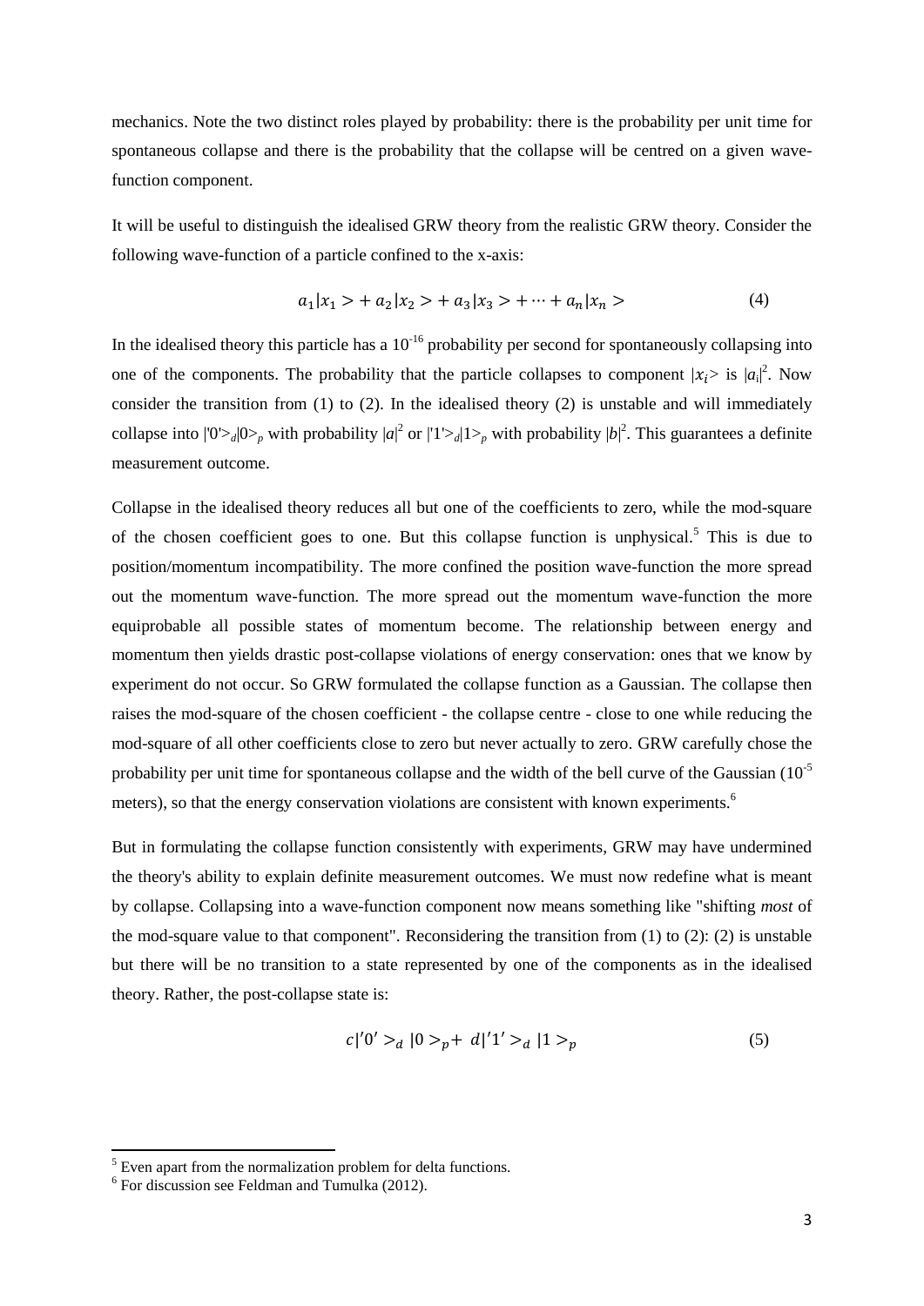mechanics. Note the two distinct roles played by probability: there is the probability per unit time for spontaneous collapse and there is the probability that the collapse will be centred on a given wave-function component.

It will be useful to distinguish the idealised GRW theory from the realistic GRW theory. Consider the following wave-function of a particle confined to the x-axis:

$$a_1|x_1> + a_2|x_2> + a_3|x_3> + \cdots + a_n|x_n> \tag{4}$$

In the idealised theory this particle has a $10^{-16}$ probability per second for spontaneously collapsing into one of the components. The probability that the particle collapses to component $|x_i>$ is $|a_i|^2$. Now consider the transition from (1) to (2). In the idealised theory (2) is unstable and will immediately collapse into $|'0'>_d|0>_p$ with probability $|a|^2$ or $|'1'>_d|1>_p$ with probability $|b|^2$. This guarantees a definite measurement outcome.

Collapse in the idealised theory reduces all but one of the coefficients to zero, while the mod-square of the chosen coefficient goes to one. But this collapse function is unphysical.[5] This is due to position/momentum incompatibility. The more confined the position wave-function the more spread out the momentum wave-function. The more spread out the momentum wave-function the more equiprobable all possible states of momentum become. The relationship between energy and momentum then yields drastic post-collapse violations of energy conservation: ones that we know by experiment do not occur. So GRW formulated the collapse function as a Gaussian. The collapse then raises the mod-square of the chosen coefficient - the collapse centre - close to one while reducing the mod-square of all other coefficients close to zero but never actually to zero. GRW carefully chose the probability per unit time for spontaneous collapse and the width of the bell curve of the Gaussian ($10^{-5}$ meters), so that the energy conservation violations are consistent with known experiments.[6]

But in formulating the collapse function consistently with experiments, GRW may have undermined the theory's ability to explain definite measurement outcomes. We must now redefine what is meant by collapse. Collapsing into a wave-function component now means something like "shifting *most* of the mod-square value to that component". Reconsidering the transition from (1) to (2): (2) is unstable but there will be no transition to a state represented by one of the components as in the idealised theory. Rather, the post-collapse state is:

$$c|'0'>_d|0>_p + d|'1'>_d|1>_p \tag{5}$$

[5] Even apart from the normalization problem for delta functions.

[6] For discussion see Feldman and Tumulka (2012).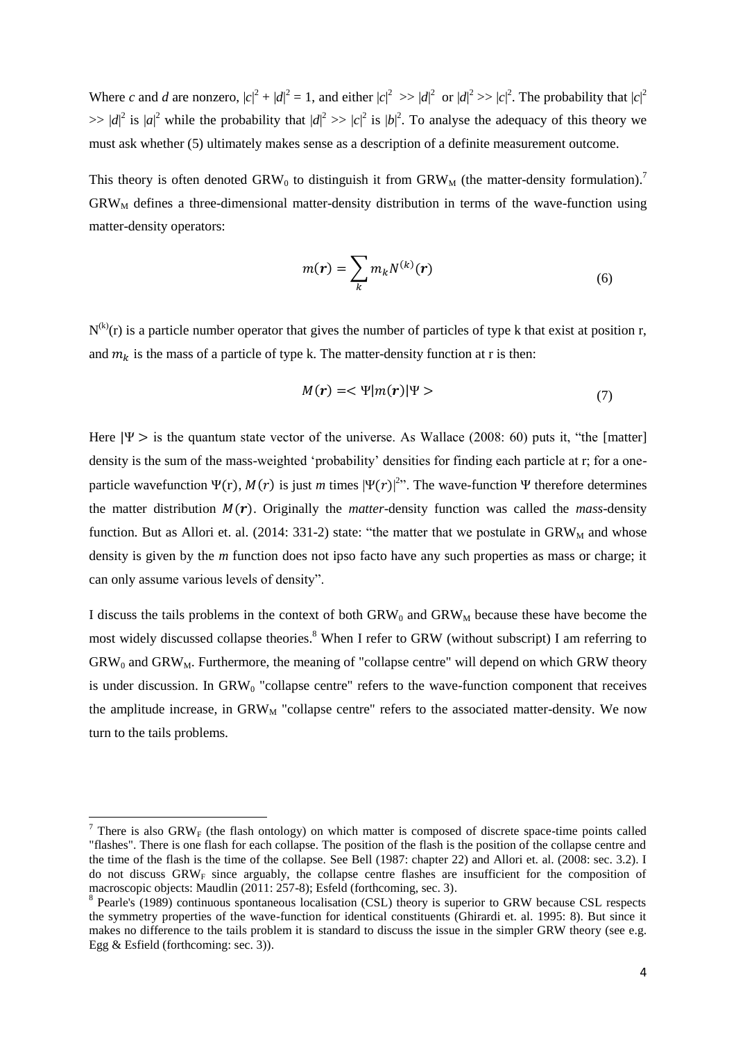Where $c$ and $d$ are nonzero, $|c|^2 + |d|^2 = 1$, and either $|c|^2 >> |d|^2$ or $|d|^2 >> |c|^2$. The probability that $|c|^2 >> |d|^2$ is $|a|^2$ while the probability that $|d|^2 >> |c|^2$ is $|b|^2$. To analyse the adequacy of this theory we must ask whether (5) ultimately makes sense as a description of a definite measurement outcome.

This theory is often denoted $GRW_0$ to distinguish it from $GRW_M$ (the matter-density formulation).[7] $GRW_M$ defines a three-dimensional matter-density distribution in terms of the wave-function using matter-density operators:

$$m(\boldsymbol{r}) = \sum_k m_k N^{(k)}(\boldsymbol{r}) \tag{6}$$

$N^{(k)}(r)$ is a particle number operator that gives the number of particles of type k that exist at position r, and $m_k$ is the mass of a particle of type k. The matter-density function at r is then:

$$M(\boldsymbol{r}) = < \Psi|m(\boldsymbol{r})|\Psi > \tag{7}$$

Here $|\Psi >$ is the quantum state vector of the universe. As Wallace (2008: 60) puts it, "the [matter] density is the sum of the mass-weighted 'probability' densities for finding each particle at r; for a one-particle wavefunction $\Psi(\mathrm{r})$, $M(r)$ is just *m* times $|\Psi(r)|^2$". The wave-function $\Psi$ therefore determines the matter distribution $M(\boldsymbol{r})$. Originally the *matter*-density function was called the *mass*-density function. But as Allori et. al. (2014: 331-2) state: "the matter that we postulate in $GRW_M$ and whose density is given by the *m* function does not ipso facto have any such properties as mass or charge; it can only assume various levels of density".

I discuss the tails problems in the context of both $GRW_0$ and $GRW_M$ because these have become the most widely discussed collapse theories.[8] When I refer to GRW (without subscript) I am referring to $GRW_0$ and $GRW_M$. Furthermore, the meaning of "collapse centre" will depend on which GRW theory is under discussion. In $GRW_0$ "collapse centre" refers to the wave-function component that receives the amplitude increase, in $GRW_M$ "collapse centre" refers to the associated matter-density. We now turn to the tails problems.

---

[7] There is also $GRW_F$ (the flash ontology) on which matter is composed of discrete space-time points called "flashes". There is one flash for each collapse. The position of the flash is the position of the collapse centre and the time of the flash is the time of the collapse. See Bell (1987: chapter 22) and Allori et. al. (2008: sec. 3.2). I do not discuss $GRW_F$ since arguably, the collapse centre flashes are insufficient for the composition of macroscopic objects: Maudlin (2011: 257-8); Esfeld (forthcoming, sec. 3).

[8] Pearle's (1989) continuous spontaneous localisation (CSL) theory is superior to GRW because CSL respects the symmetry properties of the wave-function for identical constituents (Ghirardi et. al. 1995: 8). But since it makes no difference to the tails problem it is standard to discuss the issue in the simpler GRW theory (see e.g. Egg & Esfield (forthcoming: sec. 3)).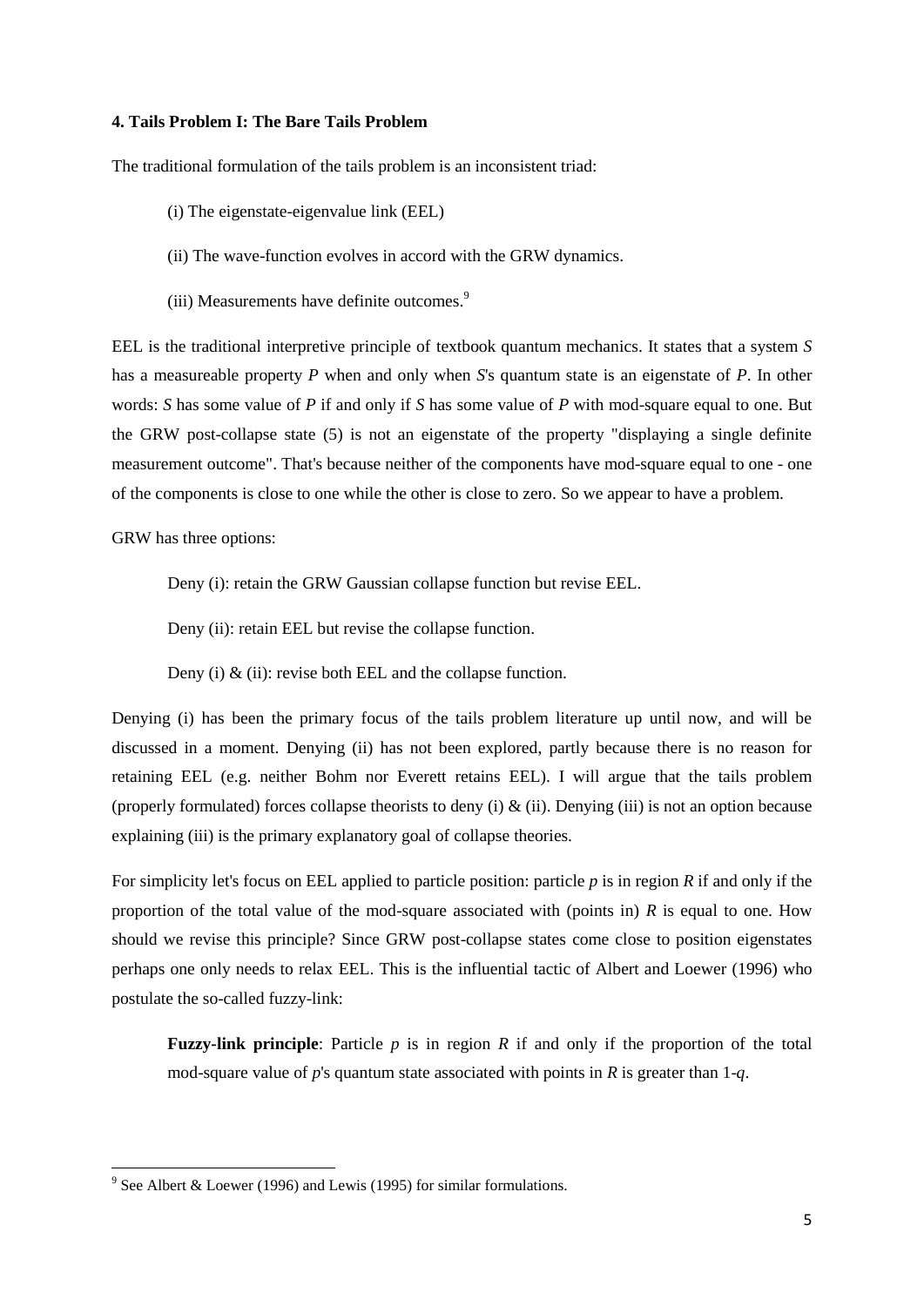### 4. Tails Problem I: The Bare Tails Problem

The traditional formulation of the tails problem is an inconsistent triad:

(i) The eigenstate-eigenvalue link (EEL)

(ii) The wave-function evolves in accord with the GRW dynamics.

(iii) Measurements have definite outcomes.[9]

EEL is the traditional interpretive principle of textbook quantum mechanics. It states that a system *S* has a measureable property *P* when and only when *S*'s quantum state is an eigenstate of *P*. In other words: *S* has some value of *P* if and only if *S* has some value of *P* with mod-square equal to one. But the GRW post-collapse state (5) is not an eigenstate of the property "displaying a single definite measurement outcome". That's because neither of the components have mod-square equal to one - one of the components is close to one while the other is close to zero. So we appear to have a problem.

GRW has three options:

Deny (i): retain the GRW Gaussian collapse function but revise EEL.

Deny (ii): retain EEL but revise the collapse function.

Deny (i) & (ii): revise both EEL and the collapse function.

Denying (i) has been the primary focus of the tails problem literature up until now, and will be discussed in a moment. Denying (ii) has not been explored, partly because there is no reason for retaining EEL (e.g. neither Bohm nor Everett retains EEL). I will argue that the tails problem (properly formulated) forces collapse theorists to deny (i) & (ii). Denying (iii) is not an option because explaining (iii) is the primary explanatory goal of collapse theories.

For simplicity let's focus on EEL applied to particle position: particle *p* is in region *R* if and only if the proportion of the total value of the mod-square associated with (points in) *R* is equal to one. How should we revise this principle? Since GRW post-collapse states come close to position eigenstates perhaps one only needs to relax EEL. This is the influential tactic of Albert and Loewer (1996) who postulate the so-called fuzzy-link:

> **Fuzzy-link principle**: Particle *p* is in region *R* if and only if the proportion of the total mod-square value of *p*'s quantum state associated with points in *R* is greater than $1$-$q$.

---

[9] See Albert & Loewer (1996) and Lewis (1995) for similar formulations.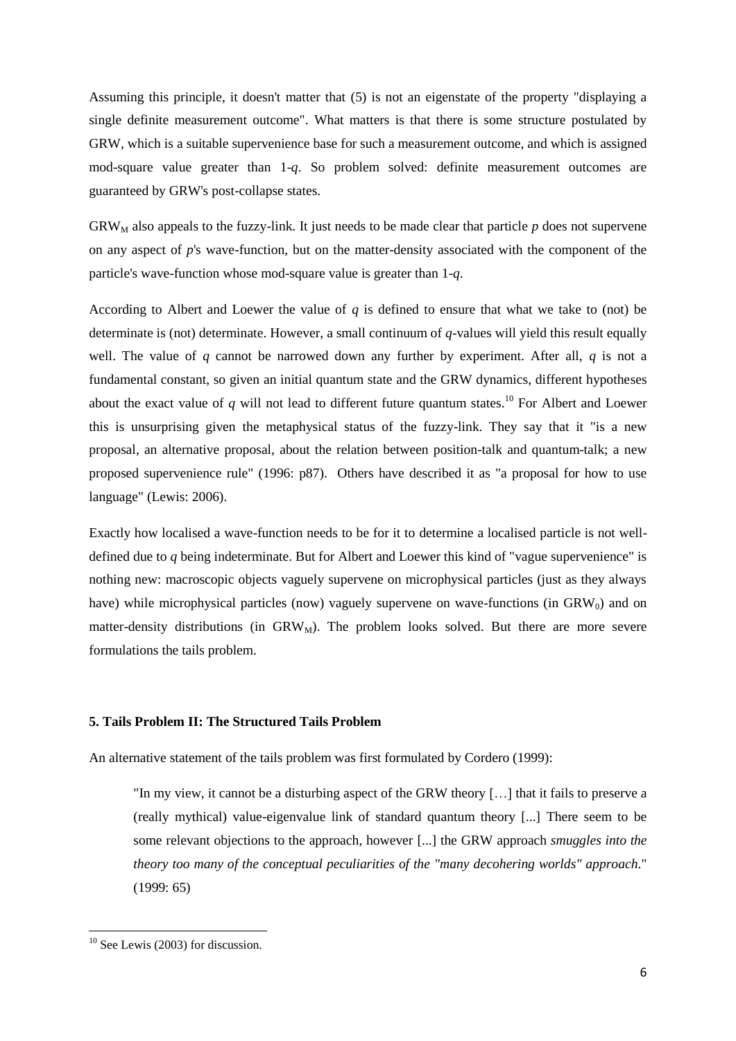Assuming this principle, it doesn't matter that (5) is not an eigenstate of the property "displaying a single definite measurement outcome". What matters is that there is some structure postulated by GRW, which is a suitable supervenience base for such a measurement outcome, and which is assigned mod-square value greater than 1-*q*. So problem solved: definite measurement outcomes are guaranteed by GRW's post-collapse states.

$GRW_M$ also appeals to the fuzzy-link. It just needs to be made clear that particle *p* does not supervene on any aspect of *p*'s wave-function, but on the matter-density associated with the component of the particle's wave-function whose mod-square value is greater than 1-*q*.

According to Albert and Loewer the value of *q* is defined to ensure that what we take to (not) be determinate is (not) determinate. However, a small continuum of *q*-values will yield this result equally well. The value of *q* cannot be narrowed down any further by experiment. After all, *q* is not a fundamental constant, so given an initial quantum state and the GRW dynamics, different hypotheses about the exact value of *q* will not lead to different future quantum states.[10] For Albert and Loewer this is unsurprising given the metaphysical status of the fuzzy-link. They say that it "is a new proposal, an alternative proposal, about the relation between position-talk and quantum-talk; a new proposed supervenience rule" (1996: p87). Others have described it as "a proposal for how to use language" (Lewis: 2006).

Exactly how localised a wave-function needs to be for it to determine a localised particle is not well-defined due to *q* being indeterminate. But for Albert and Loewer this kind of "vague supervenience" is nothing new: macroscopic objects vaguely supervene on microphysical particles (just as they always have) while microphysical particles (now) vaguely supervene on wave-functions (in $GRW_0$) and on matter-density distributions (in $GRW_M$). The problem looks solved. But there are more severe formulations the tails problem.

## 5. Tails Problem II: The Structured Tails Problem

An alternative statement of the tails problem was first formulated by Cordero (1999):

> "In my view, it cannot be a disturbing aspect of the GRW theory […] that it fails to preserve a (really mythical) value-eigenvalue link of standard quantum theory [...] There seem to be some relevant objections to the approach, however [...] the GRW approach *smuggles into the theory too many of the conceptual peculiarities of the "many decohering worlds" approach*." (1999: 65)

[10] See Lewis (2003) for discussion.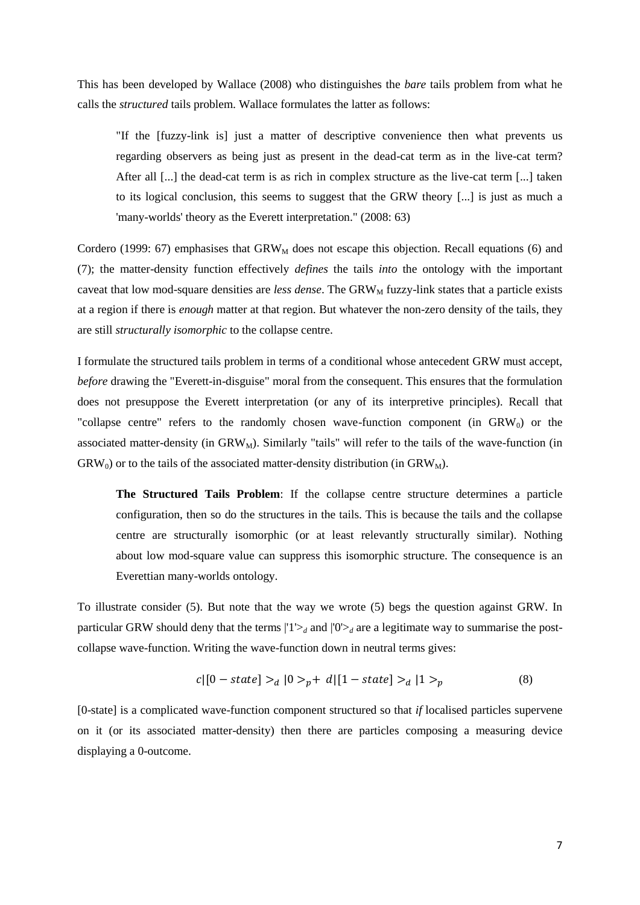This has been developed by Wallace (2008) who distinguishes the *bare* tails problem from what he calls the *structured* tails problem. Wallace formulates the latter as follows:

> "If the [fuzzy-link is] just a matter of descriptive convenience then what prevents us regarding observers as being just as present in the dead-cat term as in the live-cat term? After all [...] the dead-cat term is as rich in complex structure as the live-cat term [...] taken to its logical conclusion, this seems to suggest that the GRW theory [...] is just as much a 'many-worlds' theory as the Everett interpretation." (2008: 63)

Cordero (1999: 67) emphasises that $GRW_M$ does not escape this objection. Recall equations (6) and (7); the matter-density function effectively *defines* the tails *into* the ontology with the important caveat that low mod-square densities are *less dense*. The $GRW_M$ fuzzy-link states that a particle exists at a region if there is *enough* matter at that region. But whatever the non-zero density of the tails, they are still *structurally isomorphic* to the collapse centre.

I formulate the structured tails problem in terms of a conditional whose antecedent GRW must accept, *before* drawing the "Everett-in-disguise" moral from the consequent. This ensures that the formulation does not presuppose the Everett interpretation (or any of its interpretive principles). Recall that "collapse centre" refers to the randomly chosen wave-function component (in $GRW_0$) or the associated matter-density (in $GRW_M$). Similarly "tails" will refer to the tails of the wave-function (in $GRW_0$) or to the tails of the associated matter-density distribution (in $GRW_M$).

> **The Structured Tails Problem**: If the collapse centre structure determines a particle configuration, then so do the structures in the tails. This is because the tails and the collapse centre are structurally isomorphic (or at least relevantly structurally similar). Nothing about low mod-square value can suppress this isomorphic structure. The consequence is an Everettian many-worlds ontology.

To illustrate consider (5). But note that the way we wrote (5) begs the question against GRW. In particular GRW should deny that the terms $|'1'>_d$ and $|'0'>_d$ are a legitimate way to summarise the post-collapse wave-function. Writing the wave-function down in neutral terms gives:

$$c|[0 - state] >_d |0 >_p + \ d|[1 - state] >_d |1 >_p \qquad (8)$$

[0-state] is a complicated wave-function component structured so that *if* localised particles supervene on it (or its associated matter-density) then there are particles composing a measuring device displaying a 0-outcome.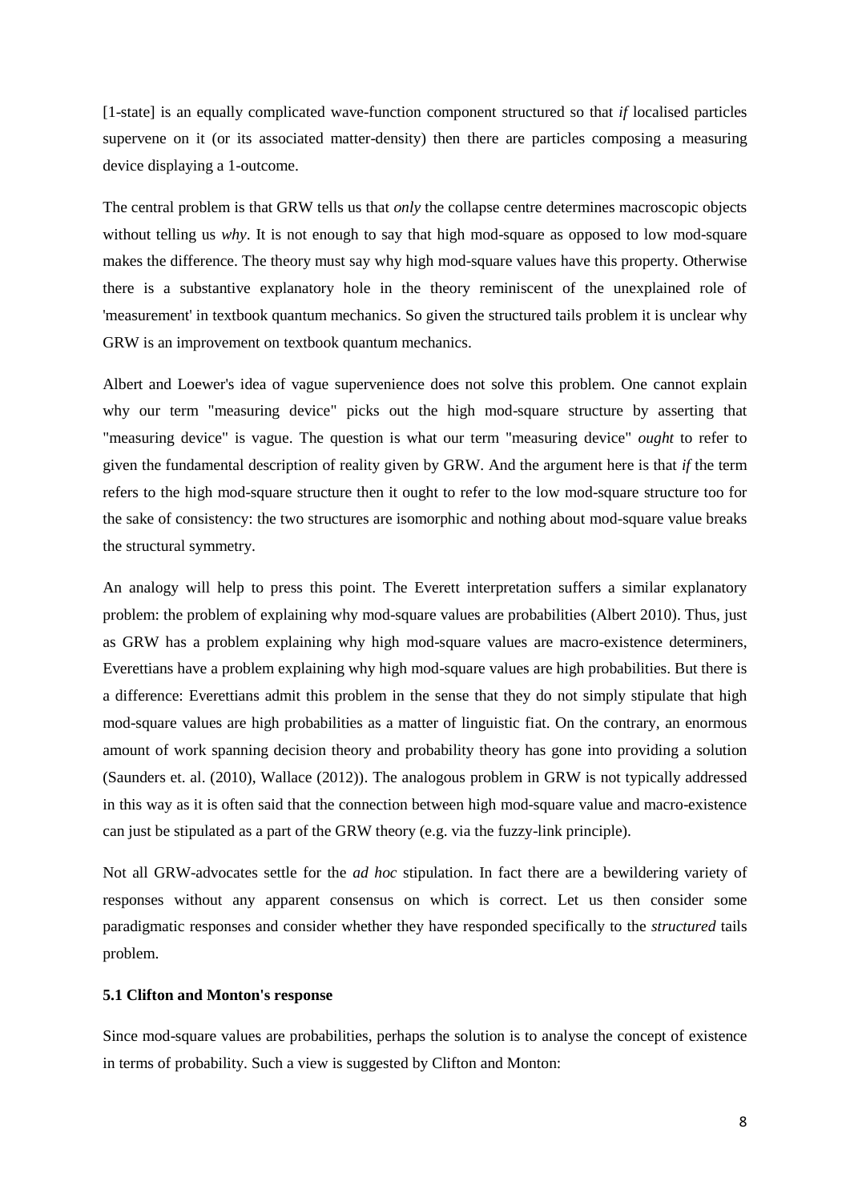[1-state] is an equally complicated wave-function component structured so that *if* localised particles supervene on it (or its associated matter-density) then there are particles composing a measuring device displaying a 1-outcome.

The central problem is that GRW tells us that *only* the collapse centre determines macroscopic objects without telling us *why*. It is not enough to say that high mod-square as opposed to low mod-square makes the difference. The theory must say why high mod-square values have this property. Otherwise there is a substantive explanatory hole in the theory reminiscent of the unexplained role of 'measurement' in textbook quantum mechanics. So given the structured tails problem it is unclear why GRW is an improvement on textbook quantum mechanics.

Albert and Loewer's idea of vague supervenience does not solve this problem. One cannot explain why our term "measuring device" picks out the high mod-square structure by asserting that "measuring device" is vague. The question is what our term "measuring device" *ought* to refer to given the fundamental description of reality given by GRW. And the argument here is that *if* the term refers to the high mod-square structure then it ought to refer to the low mod-square structure too for the sake of consistency: the two structures are isomorphic and nothing about mod-square value breaks the structural symmetry.

An analogy will help to press this point. The Everett interpretation suffers a similar explanatory problem: the problem of explaining why mod-square values are probabilities (Albert 2010). Thus, just as GRW has a problem explaining why high mod-square values are macro-existence determiners, Everettians have a problem explaining why high mod-square values are high probabilities. But there is a difference: Everettians admit this problem in the sense that they do not simply stipulate that high mod-square values are high probabilities as a matter of linguistic fiat. On the contrary, an enormous amount of work spanning decision theory and probability theory has gone into providing a solution (Saunders et. al. (2010), Wallace (2012)). The analogous problem in GRW is not typically addressed in this way as it is often said that the connection between high mod-square value and macro-existence can just be stipulated as a part of the GRW theory (e.g. via the fuzzy-link principle).

Not all GRW-advocates settle for the *ad hoc* stipulation. In fact there are a bewildering variety of responses without any apparent consensus on which is correct. Let us then consider some paradigmatic responses and consider whether they have responded specifically to the *structured* tails problem.

### 5.1 Clifton and Monton's response

Since mod-square values are probabilities, perhaps the solution is to analyse the concept of existence in terms of probability. Such a view is suggested by Clifton and Monton: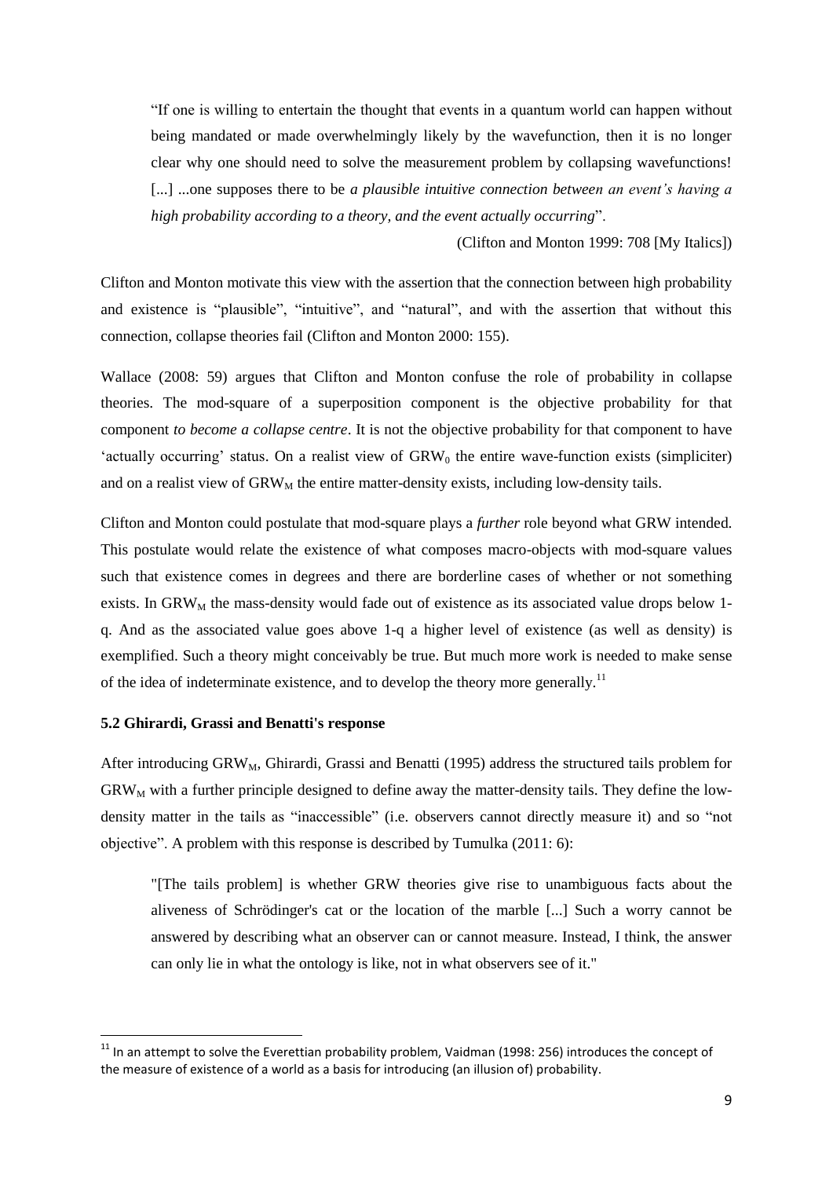> "If one is willing to entertain the thought that events in a quantum world can happen without being mandated or made overwhelmingly likely by the wavefunction, then it is no longer clear why one should need to solve the measurement problem by collapsing wavefunctions! [...] ...one supposes there to be *a plausible intuitive connection between an event's having a high probability according to a theory, and the event actually occurring*".
>
> (Clifton and Monton 1999: 708 [My Italics])

Clifton and Monton motivate this view with the assertion that the connection between high probability and existence is "plausible", "intuitive", and "natural", and with the assertion that without this connection, collapse theories fail (Clifton and Monton 2000: 155).

Wallace (2008: 59) argues that Clifton and Monton confuse the role of probability in collapse theories. The mod-square of a superposition component is the objective probability for that component *to become a collapse centre*. It is not the objective probability for that component to have 'actually occurring' status. On a realist view of $GRW_0$ the entire wave-function exists (simpliciter) and on a realist view of $GRW_M$ the entire matter-density exists, including low-density tails.

Clifton and Monton could postulate that mod-square plays a *further* role beyond what GRW intended. This postulate would relate the existence of what composes macro-objects with mod-square values such that existence comes in degrees and there are borderline cases of whether or not something exists. In $GRW_M$ the mass-density would fade out of existence as its associated value drops below 1-q. And as the associated value goes above 1-q a higher level of existence (as well as density) is exemplified. Such a theory might conceivably be true. But much more work is needed to make sense of the idea of indeterminate existence, and to develop the theory more generally.[11]

**5.2 Ghirardi, Grassi and Benatti's response**

After introducing $GRW_M$, Ghirardi, Grassi and Benatti (1995) address the structured tails problem for $GRW_M$ with a further principle designed to define away the matter-density tails. They define the low-density matter in the tails as "inaccessible" (i.e. observers cannot directly measure it) and so "not objective". A problem with this response is described by Tumulka (2011: 6):

> "[The tails problem] is whether GRW theories give rise to unambiguous facts about the aliveness of Schrödinger's cat or the location of the marble [...] Such a worry cannot be answered by describing what an observer can or cannot measure. Instead, I think, the answer can only lie in what the ontology is like, not in what observers see of it."

---

[11] In an attempt to solve the Everettian probability problem, Vaidman (1998: 256) introduces the concept of the measure of existence of a world as a basis for introducing (an illusion of) probability.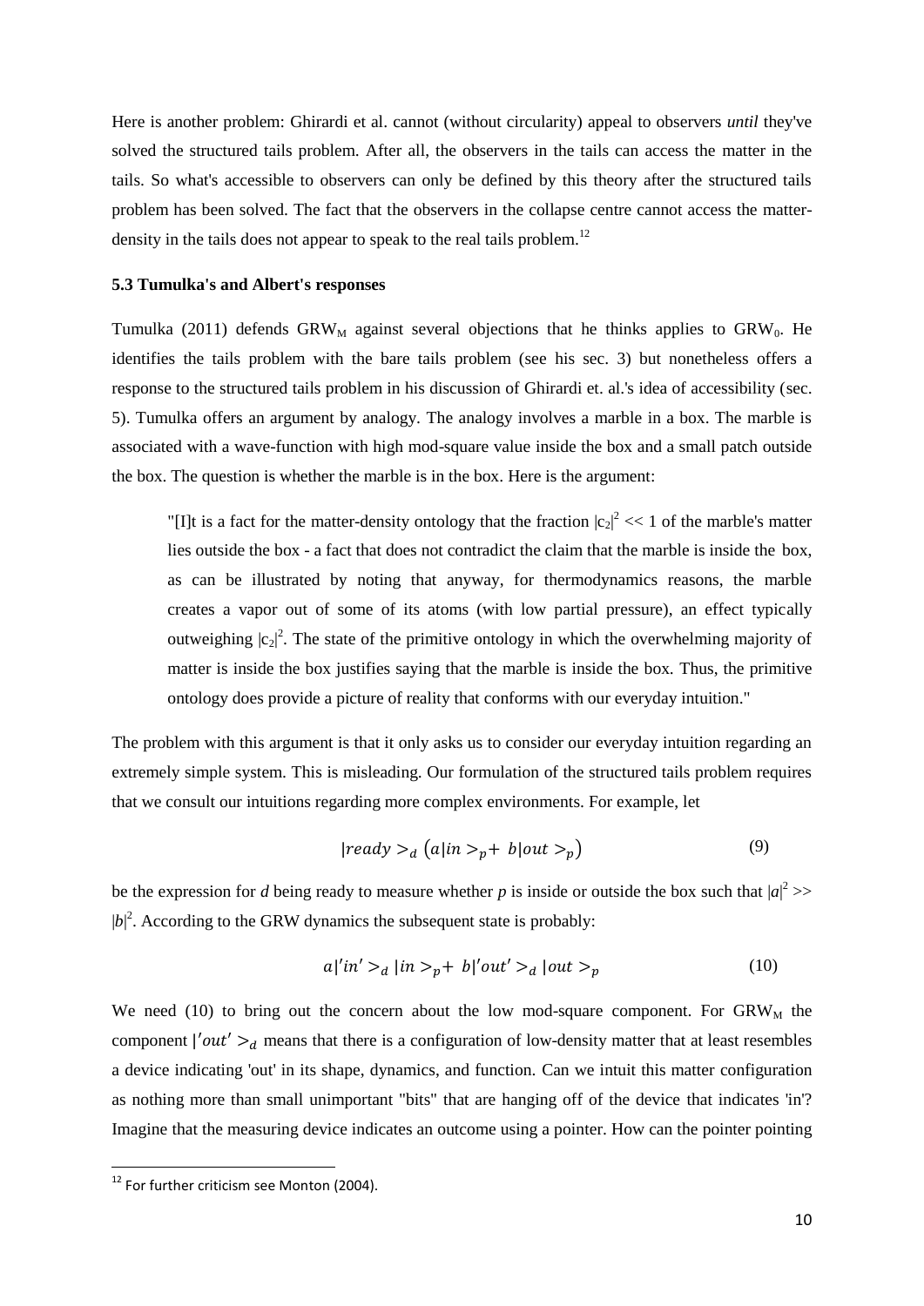Here is another problem: Ghirardi et al. cannot (without circularity) appeal to observers *until* they've solved the structured tails problem. After all, the observers in the tails can access the matter in the tails. So what's accessible to observers can only be defined by this theory after the structured tails problem has been solved. The fact that the observers in the collapse centre cannot access the matter-density in the tails does not appear to speak to the real tails problem.[12]

### 5.3 Tumulka's and Albert's responses

Tumulka (2011) defends $GRW_M$ against several objections that he thinks applies to $GRW_0$. He identifies the tails problem with the bare tails problem (see his sec. 3) but nonetheless offers a response to the structured tails problem in his discussion of Ghirardi et. al.'s idea of accessibility (sec. 5). Tumulka offers an argument by analogy. The analogy involves a marble in a box. The marble is associated with a wave-function with high mod-square value inside the box and a small patch outside the box. The question is whether the marble is in the box. Here is the argument:

> "[I]t is a fact for the matter-density ontology that the fraction $|c_2|^2 << 1$ of the marble's matter lies outside the box - a fact that does not contradict the claim that the marble is inside the box, as can be illustrated by noting that anyway, for thermodynamics reasons, the marble creates a vapor out of some of its atoms (with low partial pressure), an effect typically outweighing $|c_2|^2$. The state of the primitive ontology in which the overwhelming majority of matter is inside the box justifies saying that the marble is inside the box. Thus, the primitive ontology does provide a picture of reality that conforms with our everyday intuition."

The problem with this argument is that it only asks us to consider our everyday intuition regarding an extremely simple system. This is misleading. Our formulation of the structured tails problem requires that we consult our intuitions regarding more complex environments. For example, let

$$|ready>_d \left(a|in>_p + b|out>_p\right) \tag{9}$$

be the expression for *d* being ready to measure whether *p* is inside or outside the box such that $|a|^2 >> |b|^2$. According to the GRW dynamics the subsequent state is probably:

$$a|'in'>_d |in>_p + b|'out'>_d |out>_p \tag{10}$$

We need (10) to bring out the concern about the low mod-square component. For $GRW_M$ the component $|'out'>_d$ means that there is a configuration of low-density matter that at least resembles a device indicating 'out' in its shape, dynamics, and function. Can we intuit this matter configuration as nothing more than small unimportant "bits" that are hanging off of the device that indicates 'in'? Imagine that the measuring device indicates an outcome using a pointer. How can the pointer pointing

[12] For further criticism see Monton (2004).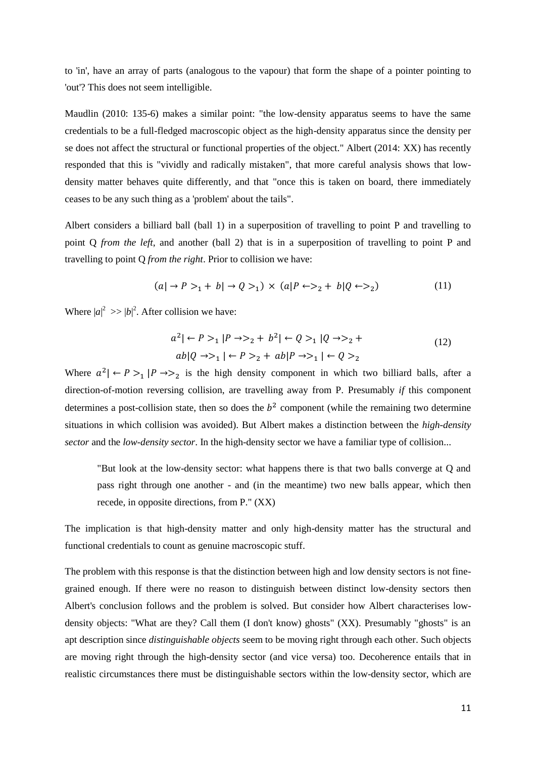to 'in', have an array of parts (analogous to the vapour) that form the shape of a pointer pointing to 'out'? This does not seem intelligible.

Maudlin (2010: 135-6) makes a similar point: "the low-density apparatus seems to have the same credentials to be a full-fledged macroscopic object as the high-density apparatus since the density per se does not affect the structural or functional properties of the object." Albert (2014: XX) has recently responded that this is "vividly and radically mistaken", that more careful analysis shows that low-density matter behaves quite differently, and that "once this is taken on board, there immediately ceases to be any such thing as a 'problem' about the tails".

Albert considers a billiard ball (ball 1) in a superposition of travelling to point P and travelling to point Q *from the left*, and another (ball 2) that is in a superposition of travelling to point P and travelling to point Q *from the right*. Prior to collision we have:

$$(a|\rightarrow P>_1 + b|\rightarrow Q>_1) \times (a|P \leftarrow>_2 + b|Q \leftarrow>_2) \tag{11}$$

Where $|a|^2 >> |b|^2$. After collision we have:

$$\begin{aligned} &a^2|\leftarrow P>_1 |P \rightarrow>_2 + b^2|\leftarrow Q>_1 |Q \rightarrow>_2 + \\ &ab|Q \rightarrow>_1 |\leftarrow P>_2 + ab|P \rightarrow>_1 |\leftarrow Q>_2 \end{aligned} \tag{12}$$

Where $a^2|\leftarrow P>_1 |P \rightarrow>_2$ is the high density component in which two billiard balls, after a direction-of-motion reversing collision, are travelling away from P. Presumably *if* this component determines a post-collision state, then so does the $b^2$ component (while the remaining two determine situations in which collision was avoided). But Albert makes a distinction between the *high-density sector* and the *low-density sector*. In the high-density sector we have a familiar type of collision...

> "But look at the low-density sector: what happens there is that two balls converge at Q and pass right through one another - and (in the meantime) two new balls appear, which then recede, in opposite directions, from P." (XX)

The implication is that high-density matter and only high-density matter has the structural and functional credentials to count as genuine macroscopic stuff.

The problem with this response is that the distinction between high and low density sectors is not fine-grained enough. If there were no reason to distinguish between distinct low-density sectors then Albert's conclusion follows and the problem is solved. But consider how Albert characterises low-density objects: "What are they? Call them (I don't know) ghosts" (XX). Presumably "ghosts" is an apt description since *distinguishable objects* seem to be moving right through each other. Such objects are moving right through the high-density sector (and vice versa) too. Decoherence entails that in realistic circumstances there must be distinguishable sectors within the low-density sector, which are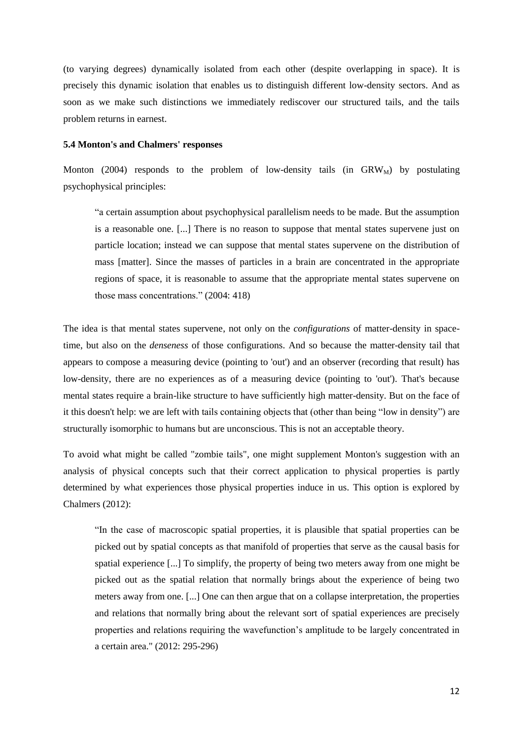(to varying degrees) dynamically isolated from each other (despite overlapping in space). It is precisely this dynamic isolation that enables us to distinguish different low-density sectors. And as soon as we make such distinctions we immediately rediscover our structured tails, and the tails problem returns in earnest.

### 5.4 Monton's and Chalmers' responses

Monton (2004) responds to the problem of low-density tails (in $GRW_M$) by postulating psychophysical principles:

> "a certain assumption about psychophysical parallelism needs to be made. But the assumption is a reasonable one. [...] There is no reason to suppose that mental states supervene just on particle location; instead we can suppose that mental states supervene on the distribution of mass [matter]. Since the masses of particles in a brain are concentrated in the appropriate regions of space, it is reasonable to assume that the appropriate mental states supervene on those mass concentrations." (2004: 418)

The idea is that mental states supervene, not only on the *configurations* of matter-density in space-time, but also on the *denseness* of those configurations. And so because the matter-density tail that appears to compose a measuring device (pointing to 'out') and an observer (recording that result) has low-density, there are no experiences as of a measuring device (pointing to 'out'). That's because mental states require a brain-like structure to have sufficiently high matter-density. But on the face of it this doesn't help: we are left with tails containing objects that (other than being "low in density") are structurally isomorphic to humans but are unconscious. This is not an acceptable theory.

To avoid what might be called "zombie tails", one might supplement Monton's suggestion with an analysis of physical concepts such that their correct application to physical properties is partly determined by what experiences those physical properties induce in us. This option is explored by Chalmers (2012):

> "In the case of macroscopic spatial properties, it is plausible that spatial properties can be picked out by spatial concepts as that manifold of properties that serve as the causal basis for spatial experience [...] To simplify, the property of being two meters away from one might be picked out as the spatial relation that normally brings about the experience of being two meters away from one. [...] One can then argue that on a collapse interpretation, the properties and relations that normally bring about the relevant sort of spatial experiences are precisely properties and relations requiring the wavefunction's amplitude to be largely concentrated in a certain area." (2012: 295-296)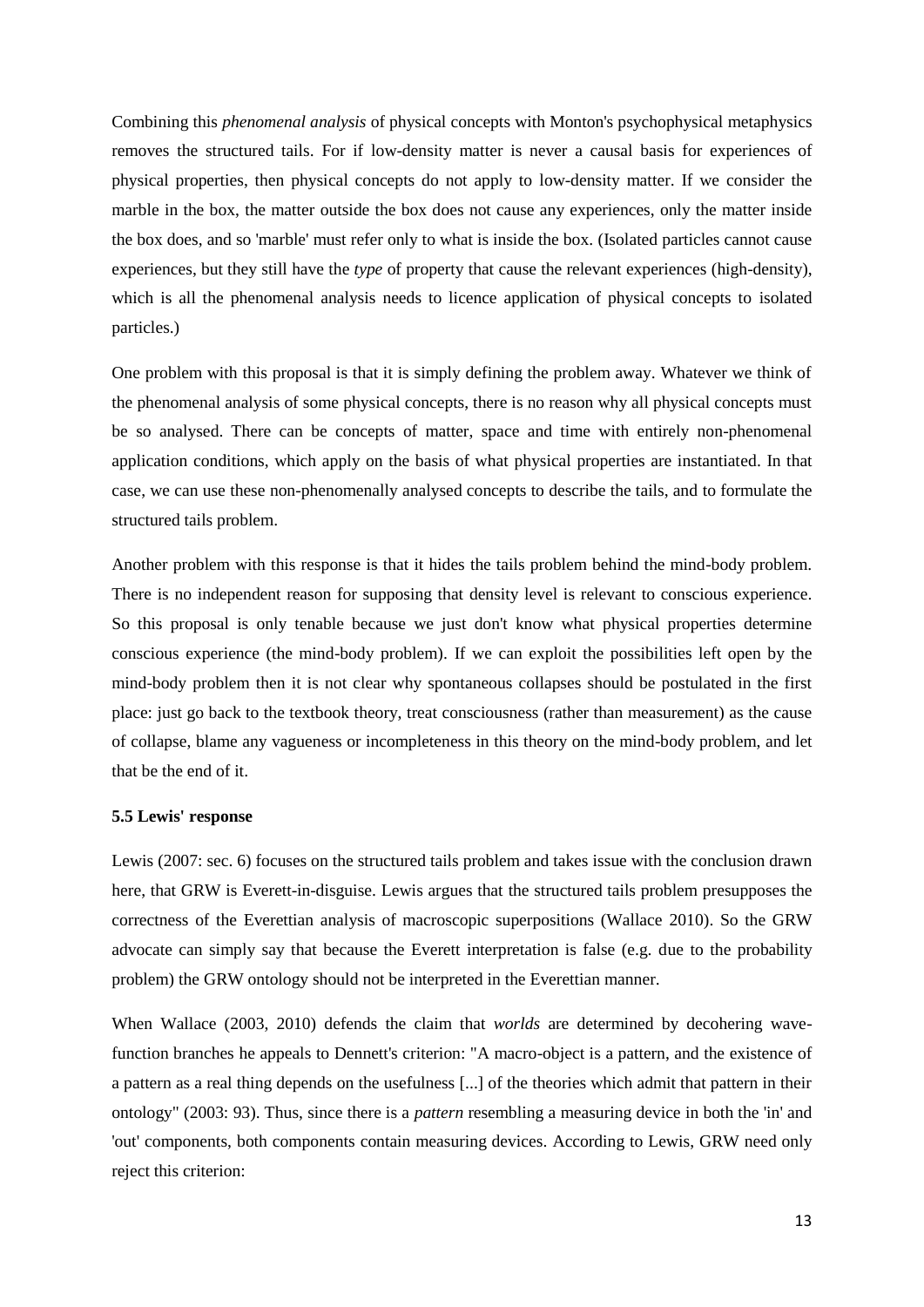Combining this *phenomenal analysis* of physical concepts with Monton's psychophysical metaphysics removes the structured tails. For if low-density matter is never a causal basis for experiences of physical properties, then physical concepts do not apply to low-density matter. If we consider the marble in the box, the matter outside the box does not cause any experiences, only the matter inside the box does, and so 'marble' must refer only to what is inside the box. (Isolated particles cannot cause experiences, but they still have the *type* of property that cause the relevant experiences (high-density), which is all the phenomenal analysis needs to licence application of physical concepts to isolated particles.)

One problem with this proposal is that it is simply defining the problem away. Whatever we think of the phenomenal analysis of some physical concepts, there is no reason why all physical concepts must be so analysed. There can be concepts of matter, space and time with entirely non-phenomenal application conditions, which apply on the basis of what physical properties are instantiated. In that case, we can use these non-phenomenally analysed concepts to describe the tails, and to formulate the structured tails problem.

Another problem with this response is that it hides the tails problem behind the mind-body problem. There is no independent reason for supposing that density level is relevant to conscious experience. So this proposal is only tenable because we just don't know what physical properties determine conscious experience (the mind-body problem). If we can exploit the possibilities left open by the mind-body problem then it is not clear why spontaneous collapses should be postulated in the first place: just go back to the textbook theory, treat consciousness (rather than measurement) as the cause of collapse, blame any vagueness or incompleteness in this theory on the mind-body problem, and let that be the end of it.

### 5.5 Lewis' response

Lewis (2007: sec. 6) focuses on the structured tails problem and takes issue with the conclusion drawn here, that GRW is Everett-in-disguise. Lewis argues that the structured tails problem presupposes the correctness of the Everettian analysis of macroscopic superpositions (Wallace 2010). So the GRW advocate can simply say that because the Everett interpretation is false (e.g. due to the probability problem) the GRW ontology should not be interpreted in the Everettian manner.

When Wallace (2003, 2010) defends the claim that *worlds* are determined by decohering wave-function branches he appeals to Dennett's criterion: "A macro-object is a pattern, and the existence of a pattern as a real thing depends on the usefulness [...] of the theories which admit that pattern in their ontology" (2003: 93). Thus, since there is a *pattern* resembling a measuring device in both the 'in' and 'out' components, both components contain measuring devices. According to Lewis, GRW need only reject this criterion: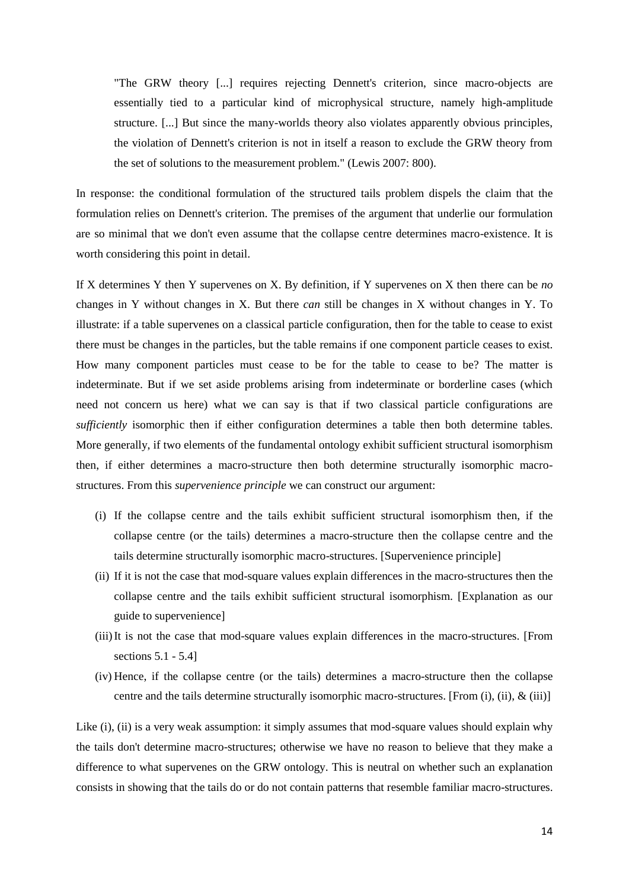> "The GRW theory [...] requires rejecting Dennett's criterion, since macro-objects are essentially tied to a particular kind of microphysical structure, namely high-amplitude structure. [...] But since the many-worlds theory also violates apparently obvious principles, the violation of Dennett's criterion is not in itself a reason to exclude the GRW theory from the set of solutions to the measurement problem." (Lewis 2007: 800).

In response: the conditional formulation of the structured tails problem dispels the claim that the formulation relies on Dennett's criterion. The premises of the argument that underlie our formulation are so minimal that we don't even assume that the collapse centre determines macro-existence. It is worth considering this point in detail.

If X determines Y then Y supervenes on X. By definition, if Y supervenes on X then there can be *no* changes in Y without changes in X. But there *can* still be changes in X without changes in Y. To illustrate: if a table supervenes on a classical particle configuration, then for the table to cease to exist there must be changes in the particles, but the table remains if one component particle ceases to exist. How many component particles must cease to be for the table to cease to be? The matter is indeterminate. But if we set aside problems arising from indeterminate or borderline cases (which need not concern us here) what we can say is that if two classical particle configurations are *sufficiently* isomorphic then if either configuration determines a table then both determine tables. More generally, if two elements of the fundamental ontology exhibit sufficient structural isomorphism then, if either determines a macro-structure then both determine structurally isomorphic macro-structures. From this *supervenience principle* we can construct our argument:

(i) If the collapse centre and the tails exhibit sufficient structural isomorphism then, if the collapse centre (or the tails) determines a macro-structure then the collapse centre and the tails determine structurally isomorphic macro-structures. [Supervenience principle]

(ii) If it is not the case that mod-square values explain differences in the macro-structures then the collapse centre and the tails exhibit sufficient structural isomorphism. [Explanation as our guide to supervenience]

(iii) It is not the case that mod-square values explain differences in the macro-structures. [From sections 5.1 - 5.4]

(iv) Hence, if the collapse centre (or the tails) determines a macro-structure then the collapse centre and the tails determine structurally isomorphic macro-structures. [From (i), (ii), & (iii)]

Like (i), (ii) is a very weak assumption: it simply assumes that mod-square values should explain why the tails don't determine macro-structures; otherwise we have no reason to believe that they make a difference to what supervenes on the GRW ontology. This is neutral on whether such an explanation consists in showing that the tails do or do not contain patterns that resemble familiar macro-structures.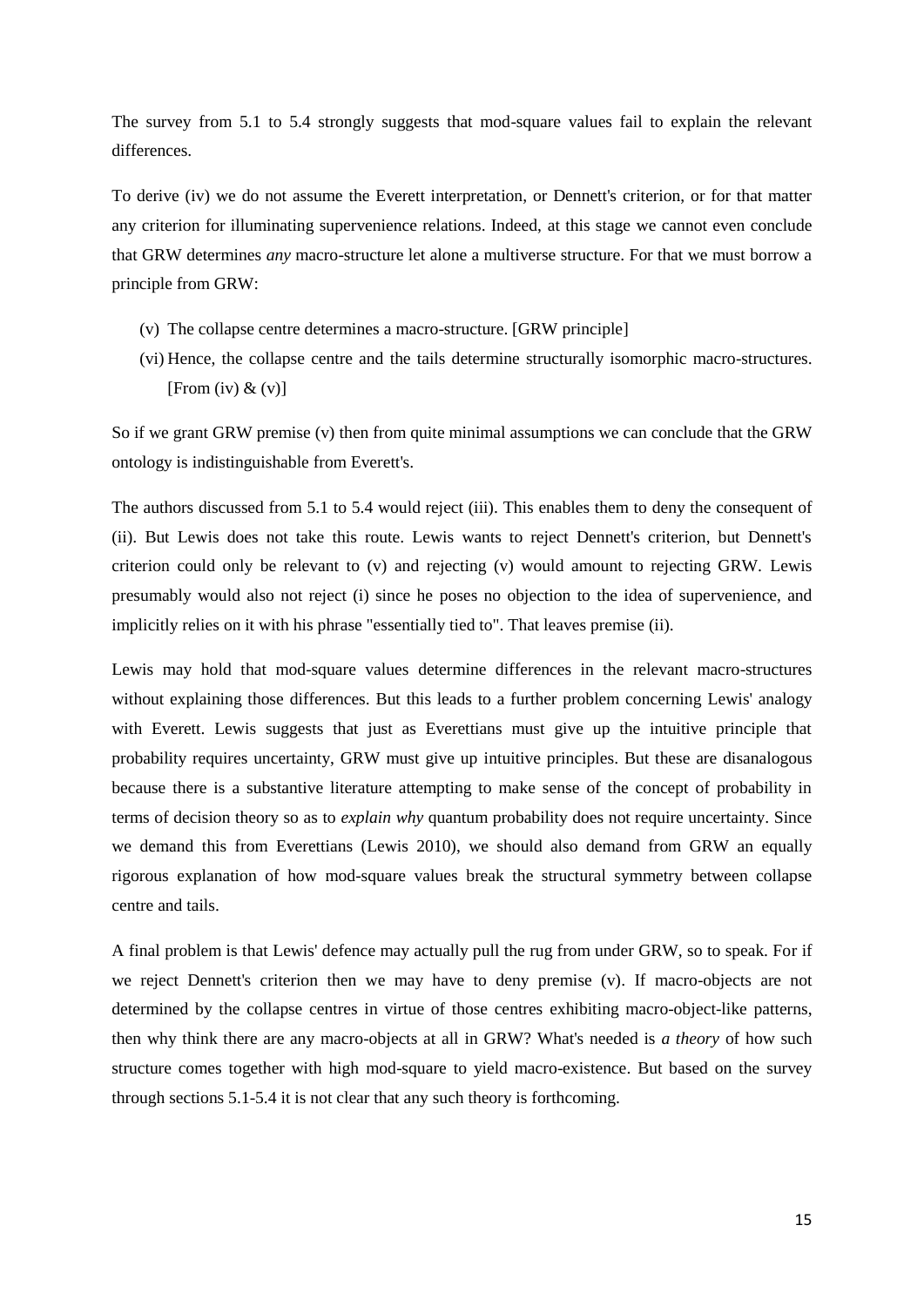The survey from 5.1 to 5.4 strongly suggests that mod-square values fail to explain the relevant differences.

To derive (iv) we do not assume the Everett interpretation, or Dennett's criterion, or for that matter any criterion for illuminating supervenience relations. Indeed, at this stage we cannot even conclude that GRW determines *any* macro-structure let alone a multiverse structure. For that we must borrow a principle from GRW:

(v) The collapse centre determines a macro-structure. [GRW principle]

(vi) Hence, the collapse centre and the tails determine structurally isomorphic macro-structures. [From (iv) & (v)]

So if we grant GRW premise (v) then from quite minimal assumptions we can conclude that the GRW ontology is indistinguishable from Everett's.

The authors discussed from 5.1 to 5.4 would reject (iii). This enables them to deny the consequent of (ii). But Lewis does not take this route. Lewis wants to reject Dennett's criterion, but Dennett's criterion could only be relevant to (v) and rejecting (v) would amount to rejecting GRW. Lewis presumably would also not reject (i) since he poses no objection to the idea of supervenience, and implicitly relies on it with his phrase "essentially tied to". That leaves premise (ii).

Lewis may hold that mod-square values determine differences in the relevant macro-structures without explaining those differences. But this leads to a further problem concerning Lewis' analogy with Everett. Lewis suggests that just as Everettians must give up the intuitive principle that probability requires uncertainty, GRW must give up intuitive principles. But these are disanalogous because there is a substantive literature attempting to make sense of the concept of probability in terms of decision theory so as to *explain why* quantum probability does not require uncertainty. Since we demand this from Everettians (Lewis 2010), we should also demand from GRW an equally rigorous explanation of how mod-square values break the structural symmetry between collapse centre and tails.

A final problem is that Lewis' defence may actually pull the rug from under GRW, so to speak. For if we reject Dennett's criterion then we may have to deny premise (v). If macro-objects are not determined by the collapse centres in virtue of those centres exhibiting macro-object-like patterns, then why think there are any macro-objects at all in GRW? What's needed is *a theory* of how such structure comes together with high mod-square to yield macro-existence. But based on the survey through sections 5.1-5.4 it is not clear that any such theory is forthcoming.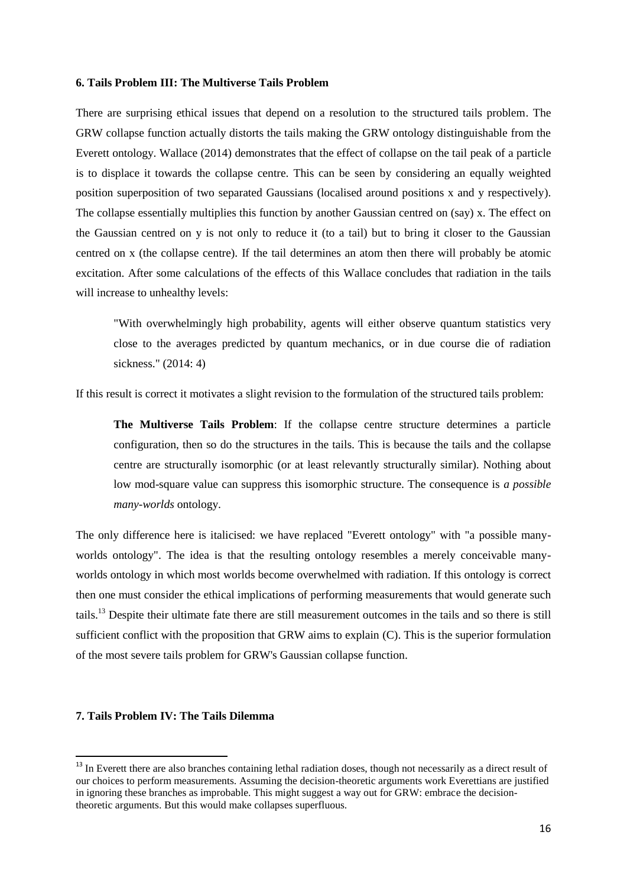### 6. Tails Problem III: The Multiverse Tails Problem

There are surprising ethical issues that depend on a resolution to the structured tails problem. The GRW collapse function actually distorts the tails making the GRW ontology distinguishable from the Everett ontology. Wallace (2014) demonstrates that the effect of collapse on the tail peak of a particle is to displace it towards the collapse centre. This can be seen by considering an equally weighted position superposition of two separated Gaussians (localised around positions x and y respectively). The collapse essentially multiplies this function by another Gaussian centred on (say) x. The effect on the Gaussian centred on y is not only to reduce it (to a tail) but to bring it closer to the Gaussian centred on x (the collapse centre). If the tail determines an atom then there will probably be atomic excitation. After some calculations of the effects of this Wallace concludes that radiation in the tails will increase to unhealthy levels:

> "With overwhelmingly high probability, agents will either observe quantum statistics very close to the averages predicted by quantum mechanics, or in due course die of radiation sickness." (2014: 4)

If this result is correct it motivates a slight revision to the formulation of the structured tails problem:

> **The Multiverse Tails Problem**: If the collapse centre structure determines a particle configuration, then so do the structures in the tails. This is because the tails and the collapse centre are structurally isomorphic (or at least relevantly structurally similar). Nothing about low mod-square value can suppress this isomorphic structure. The consequence is *a possible many-worlds* ontology.

The only difference here is italicised: we have replaced "Everett ontology" with "a possible many-worlds ontology". The idea is that the resulting ontology resembles a merely conceivable many-worlds ontology in which most worlds become overwhelmed with radiation. If this ontology is correct then one must consider the ethical implications of performing measurements that would generate such tails.[13] Despite their ultimate fate there are still measurement outcomes in the tails and so there is still sufficient conflict with the proposition that GRW aims to explain (C). This is the superior formulation of the most severe tails problem for GRW's Gaussian collapse function.

### 7. Tails Problem IV: The Tails Dilemma

[13] In Everett there are also branches containing lethal radiation doses, though not necessarily as a direct result of our choices to perform measurements. Assuming the decision-theoretic arguments work Everettians are justified in ignoring these branches as improbable. This might suggest a way out for GRW: embrace the decision-theoretic arguments. But this would make collapses superfluous.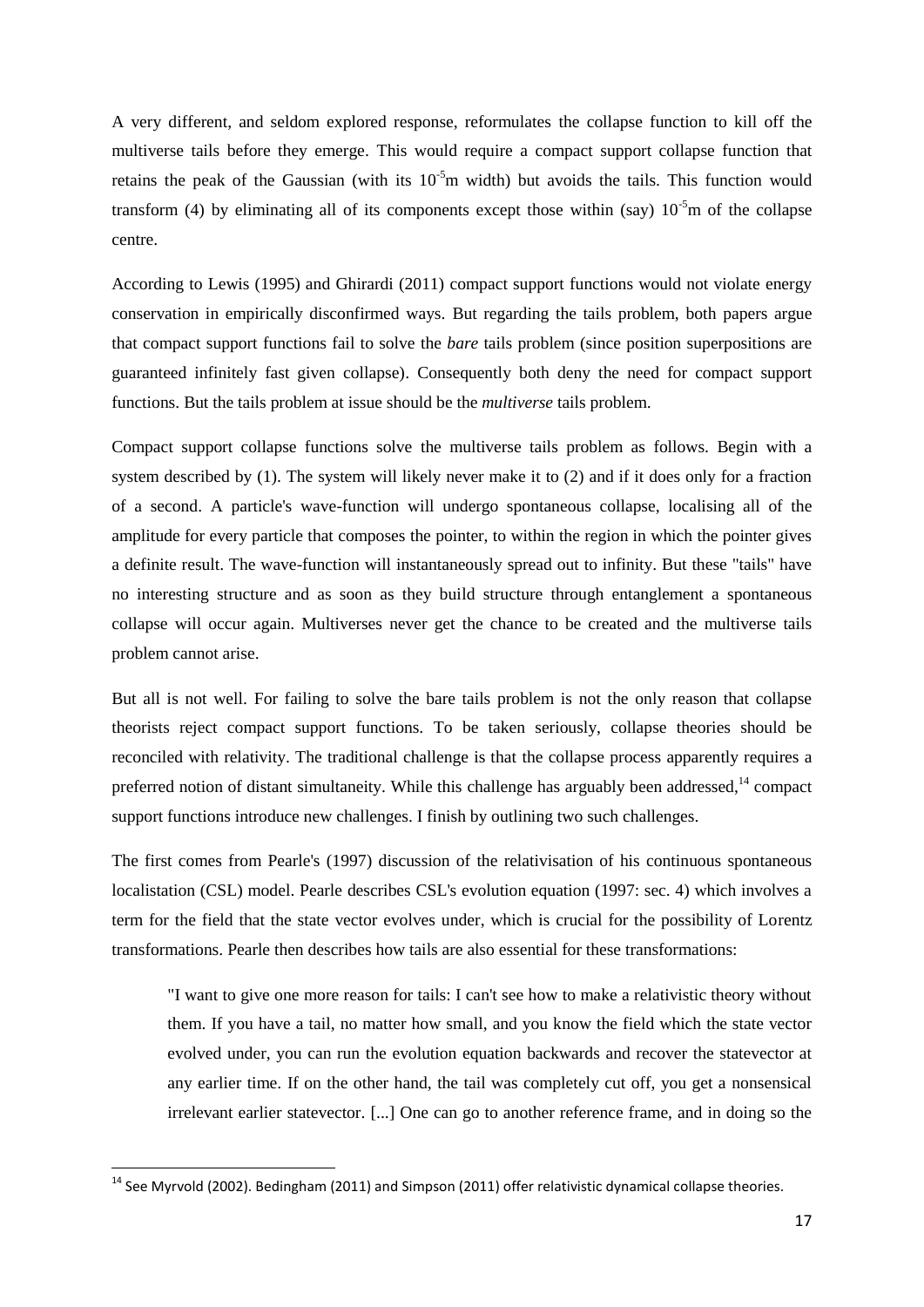A very different, and seldom explored response, reformulates the collapse function to kill off the multiverse tails before they emerge. This would require a compact support collapse function that retains the peak of the Gaussian (with its $10^{-5}$m width) but avoids the tails. This function would transform (4) by eliminating all of its components except those within (say) $10^{-5}$m of the collapse centre.

According to Lewis (1995) and Ghirardi (2011) compact support functions would not violate energy conservation in empirically disconfirmed ways. But regarding the tails problem, both papers argue that compact support functions fail to solve the *bare* tails problem (since position superpositions are guaranteed infinitely fast given collapse). Consequently both deny the need for compact support functions. But the tails problem at issue should be the *multiverse* tails problem.

Compact support collapse functions solve the multiverse tails problem as follows. Begin with a system described by (1). The system will likely never make it to (2) and if it does only for a fraction of a second. A particle's wave-function will undergo spontaneous collapse, localising all of the amplitude for every particle that composes the pointer, to within the region in which the pointer gives a definite result. The wave-function will instantaneously spread out to infinity. But these "tails" have no interesting structure and as soon as they build structure through entanglement a spontaneous collapse will occur again. Multiverses never get the chance to be created and the multiverse tails problem cannot arise.

But all is not well. For failing to solve the bare tails problem is not the only reason that collapse theorists reject compact support functions. To be taken seriously, collapse theories should be reconciled with relativity. The traditional challenge is that the collapse process apparently requires a preferred notion of distant simultaneity. While this challenge has arguably been addressed,[14] compact support functions introduce new challenges. I finish by outlining two such challenges.

The first comes from Pearle's (1997) discussion of the relativisation of his continuous spontaneous localistation (CSL) model. Pearle describes CSL's evolution equation (1997: sec. 4) which involves a term for the field that the state vector evolves under, which is crucial for the possibility of Lorentz transformations. Pearle then describes how tails are also essential for these transformations:

> "I want to give one more reason for tails: I can't see how to make a relativistic theory without them. If you have a tail, no matter how small, and you know the field which the state vector evolved under, you can run the evolution equation backwards and recover the statevector at any earlier time. If on the other hand, the tail was completely cut off, you get a nonsensical irrelevant earlier statevector. [...] One can go to another reference frame, and in doing so the

[14] See Myrvold (2002). Bedingham (2011) and Simpson (2011) offer relativistic dynamical collapse theories.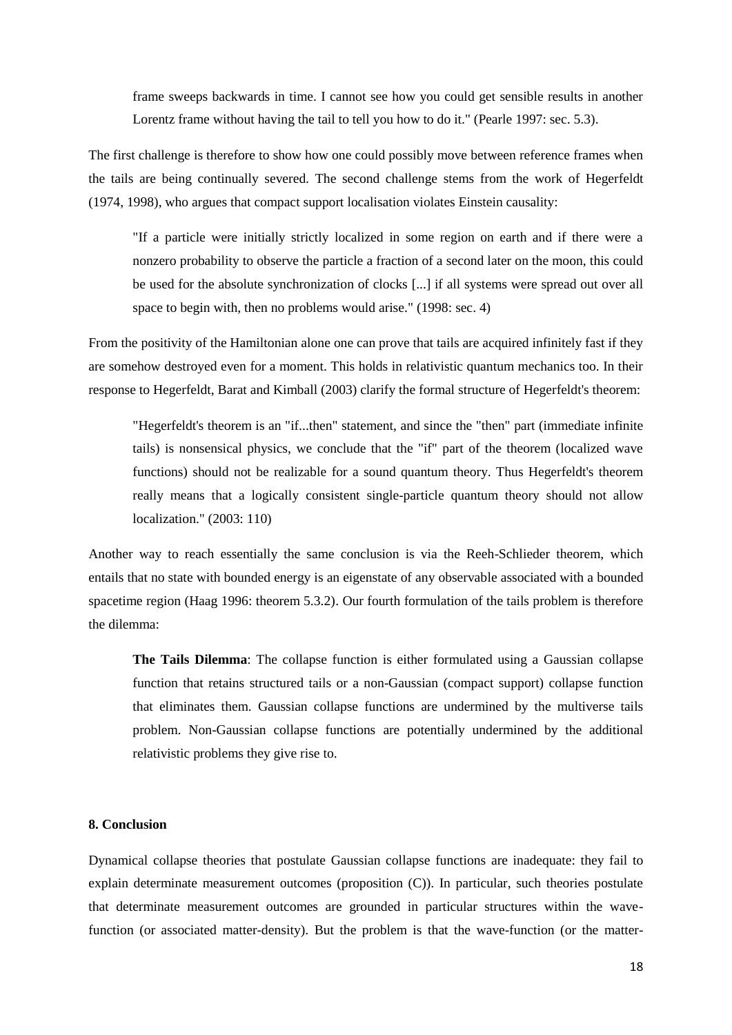> frame sweeps backwards in time. I cannot see how you could get sensible results in another Lorentz frame without having the tail to tell you how to do it." (Pearle 1997: sec. 5.3).

The first challenge is therefore to show how one could possibly move between reference frames when the tails are being continually severed. The second challenge stems from the work of Hegerfeldt (1974, 1998), who argues that compact support localisation violates Einstein causality:

> "If a particle were initially strictly localized in some region on earth and if there were a nonzero probability to observe the particle a fraction of a second later on the moon, this could be used for the absolute synchronization of clocks [...] if all systems were spread out over all space to begin with, then no problems would arise." (1998: sec. 4)

From the positivity of the Hamiltonian alone one can prove that tails are acquired infinitely fast if they are somehow destroyed even for a moment. This holds in relativistic quantum mechanics too. In their response to Hegerfeldt, Barat and Kimball (2003) clarify the formal structure of Hegerfeldt's theorem:

> "Hegerfeldt's theorem is an "if...then" statement, and since the "then" part (immediate infinite tails) is nonsensical physics, we conclude that the "if" part of the theorem (localized wave functions) should not be realizable for a sound quantum theory. Thus Hegerfeldt's theorem really means that a logically consistent single-particle quantum theory should not allow localization." (2003: 110)

Another way to reach essentially the same conclusion is via the Reeh-Schlieder theorem, which entails that no state with bounded energy is an eigenstate of any observable associated with a bounded spacetime region (Haag 1996: theorem 5.3.2). Our fourth formulation of the tails problem is therefore the dilemma:

> **The Tails Dilemma**: The collapse function is either formulated using a Gaussian collapse function that retains structured tails or a non-Gaussian (compact support) collapse function that eliminates them. Gaussian collapse functions are undermined by the multiverse tails problem. Non-Gaussian collapse functions are potentially undermined by the additional relativistic problems they give rise to.

## 8. Conclusion

Dynamical collapse theories that postulate Gaussian collapse functions are inadequate: they fail to explain determinate measurement outcomes (proposition (C)). In particular, such theories postulate that determinate measurement outcomes are grounded in particular structures within the wave-function (or associated matter-density). But the problem is that the wave-function (or the matter-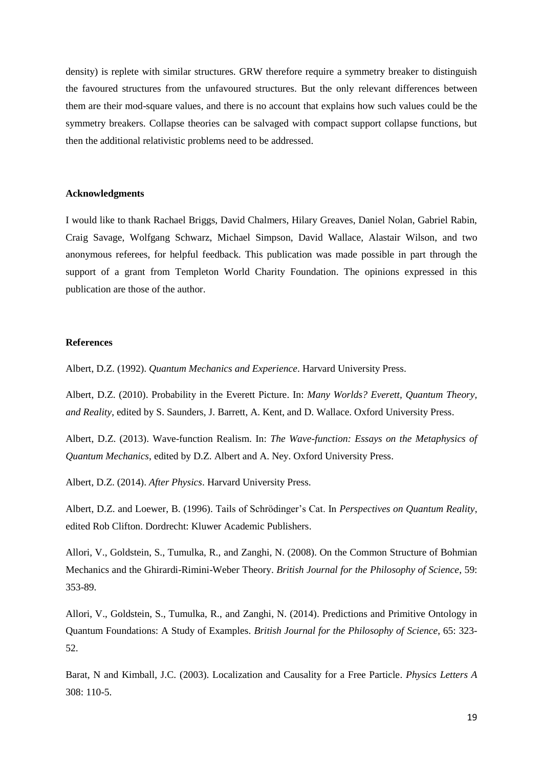density) is replete with similar structures. GRW therefore require a symmetry breaker to distinguish the favoured structures from the unfavoured structures. But the only relevant differences between them are their mod-square values, and there is no account that explains how such values could be the symmetry breakers. Collapse theories can be salvaged with compact support collapse functions, but then the additional relativistic problems need to be addressed.

**Acknowledgments**

I would like to thank Rachael Briggs, David Chalmers, Hilary Greaves, Daniel Nolan, Gabriel Rabin, Craig Savage, Wolfgang Schwarz, Michael Simpson, David Wallace, Alastair Wilson, and two anonymous referees, for helpful feedback. This publication was made possible in part through the support of a grant from Templeton World Charity Foundation. The opinions expressed in this publication are those of the author.

**References**

Albert, D.Z. (1992). *Quantum Mechanics and Experience*. Harvard University Press.

Albert, D.Z. (2010). Probability in the Everett Picture. In: *Many Worlds? Everett, Quantum Theory, and Reality*, edited by S. Saunders, J. Barrett, A. Kent, and D. Wallace. Oxford University Press.

Albert, D.Z. (2013). Wave-function Realism. In: *The Wave-function: Essays on the Metaphysics of Quantum Mechanics*, edited by D.Z. Albert and A. Ney. Oxford University Press.

Albert, D.Z. (2014). *After Physics*. Harvard University Press.

Albert, D.Z. and Loewer, B. (1996). Tails of Schrödinger's Cat. In *Perspectives on Quantum Reality*, edited Rob Clifton. Dordrecht: Kluwer Academic Publishers.

Allori, V., Goldstein, S., Tumulka, R., and Zanghi, N. (2008). On the Common Structure of Bohmian Mechanics and the Ghirardi-Rimini-Weber Theory. *British Journal for the Philosophy of Science*, 59: 353-89.

Allori, V., Goldstein, S., Tumulka, R., and Zanghi, N. (2014). Predictions and Primitive Ontology in Quantum Foundations: A Study of Examples. *British Journal for the Philosophy of Science*, 65: 323-52.

Barat, N and Kimball, J.C. (2003). Localization and Causality for a Free Particle. *Physics Letters A* 308: 110-5.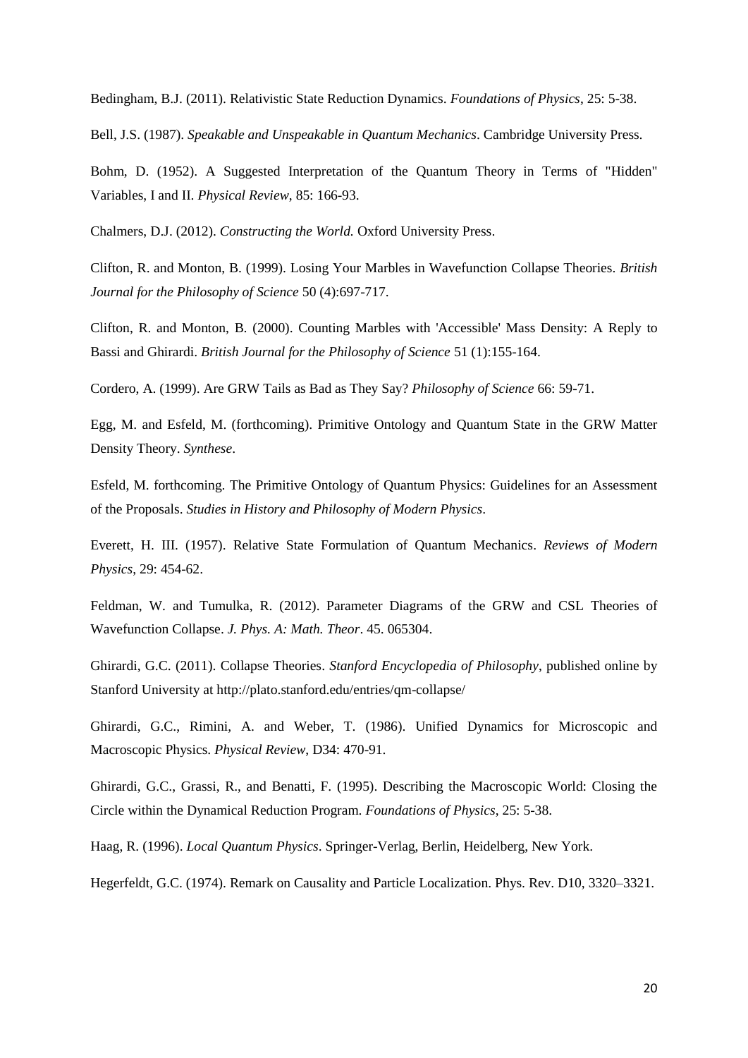Bedingham, B.J. (2011). Relativistic State Reduction Dynamics. *Foundations of Physics*, 25: 5-38.

Bell, J.S. (1987). *Speakable and Unspeakable in Quantum Mechanics*. Cambridge University Press.

Bohm, D. (1952). A Suggested Interpretation of the Quantum Theory in Terms of "Hidden" Variables, I and II. *Physical Review*, 85: 166-93.

Chalmers, D.J. (2012). *Constructing the World.* Oxford University Press.

Clifton, R. and Monton, B. (1999). Losing Your Marbles in Wavefunction Collapse Theories. *British Journal for the Philosophy of Science* 50 (4):697-717.

Clifton, R. and Monton, B. (2000). Counting Marbles with 'Accessible' Mass Density: A Reply to Bassi and Ghirardi. *British Journal for the Philosophy of Science* 51 (1):155-164.

Cordero, A. (1999). Are GRW Tails as Bad as They Say? *Philosophy of Science* 66: 59-71.

Egg, M. and Esfeld, M. (forthcoming). Primitive Ontology and Quantum State in the GRW Matter Density Theory. *Synthese*.

Esfeld, M. forthcoming. The Primitive Ontology of Quantum Physics: Guidelines for an Assessment of the Proposals. *Studies in History and Philosophy of Modern Physics*.

Everett, H. III. (1957). Relative State Formulation of Quantum Mechanics. *Reviews of Modern Physics*, 29: 454-62.

Feldman, W. and Tumulka, R. (2012). Parameter Diagrams of the GRW and CSL Theories of Wavefunction Collapse. *J. Phys. A: Math. Theor*. 45. 065304.

Ghirardi, G.C. (2011). Collapse Theories. *Stanford Encyclopedia of Philosophy*, published online by Stanford University at http://plato.stanford.edu/entries/qm-collapse/

Ghirardi, G.C., Rimini, A. and Weber, T. (1986). Unified Dynamics for Microscopic and Macroscopic Physics. *Physical Review*, D34: 470-91.

Ghirardi, G.C., Grassi, R., and Benatti, F. (1995). Describing the Macroscopic World: Closing the Circle within the Dynamical Reduction Program. *Foundations of Physics*, 25: 5-38.

Haag, R. (1996). *Local Quantum Physics*. Springer-Verlag, Berlin, Heidelberg, New York.

Hegerfeldt, G.C. (1974). Remark on Causality and Particle Localization. Phys. Rev. D10, 3320–3321.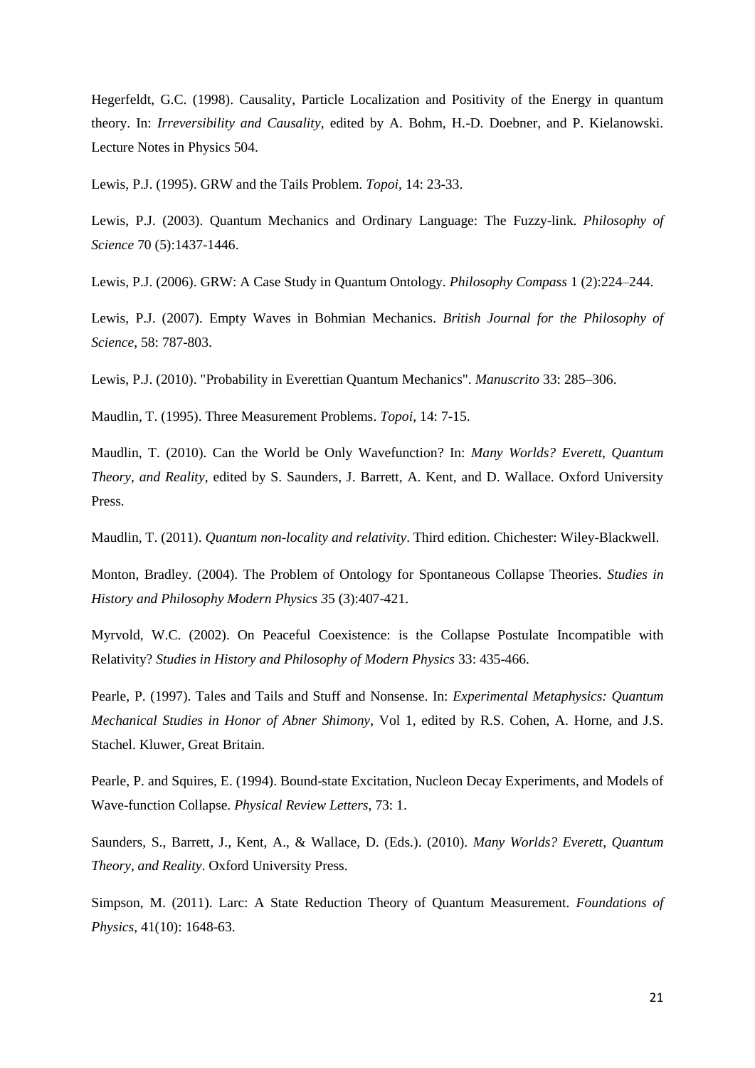Hegerfeldt, G.C. (1998). Causality, Particle Localization and Positivity of the Energy in quantum theory. In: *Irreversibility and Causality*, edited by A. Bohm, H.-D. Doebner, and P. Kielanowski. Lecture Notes in Physics 504.

Lewis, P.J. (1995). GRW and the Tails Problem. *Topoi*, 14: 23-33.

Lewis, P.J. (2003). Quantum Mechanics and Ordinary Language: The Fuzzy-link. *Philosophy of Science* 70 (5):1437-1446.

Lewis, P.J. (2006). GRW: A Case Study in Quantum Ontology. *Philosophy Compass* 1 (2):224–244.

Lewis, P.J. (2007). Empty Waves in Bohmian Mechanics. *British Journal for the Philosophy of Science*, 58: 787-803.

Lewis, P.J. (2010). "Probability in Everettian Quantum Mechanics". *Manuscrito* 33: 285–306.

Maudlin, T. (1995). Three Measurement Problems. *Topoi*, 14: 7-15.

Maudlin, T. (2010). Can the World be Only Wavefunction? In: *Many Worlds? Everett, Quantum Theory, and Reality*, edited by S. Saunders, J. Barrett, A. Kent, and D. Wallace. Oxford University Press.

Maudlin, T. (2011). *Quantum non-locality and relativity*. Third edition. Chichester: Wiley-Blackwell.

Monton, Bradley. (2004). The Problem of Ontology for Spontaneous Collapse Theories. *Studies in History and Philosophy Modern Physics 3*5 (3):407-421.

Myrvold, W.C. (2002). On Peaceful Coexistence: is the Collapse Postulate Incompatible with Relativity? *Studies in History and Philosophy of Modern Physics* 33: 435-466.

Pearle, P. (1997). Tales and Tails and Stuff and Nonsense. In: *Experimental Metaphysics: Quantum Mechanical Studies in Honor of Abner Shimony*, Vol 1, edited by R.S. Cohen, A. Horne, and J.S. Stachel. Kluwer, Great Britain.

Pearle, P. and Squires, E. (1994). Bound-state Excitation, Nucleon Decay Experiments, and Models of Wave-function Collapse. *Physical Review Letters*, 73: 1.

Saunders, S., Barrett, J., Kent, A., & Wallace, D. (Eds.). (2010). *Many Worlds? Everett, Quantum Theory, and Reality*. Oxford University Press.

Simpson, M. (2011). Larc: A State Reduction Theory of Quantum Measurement. *Foundations of Physics*, 41(10): 1648-63.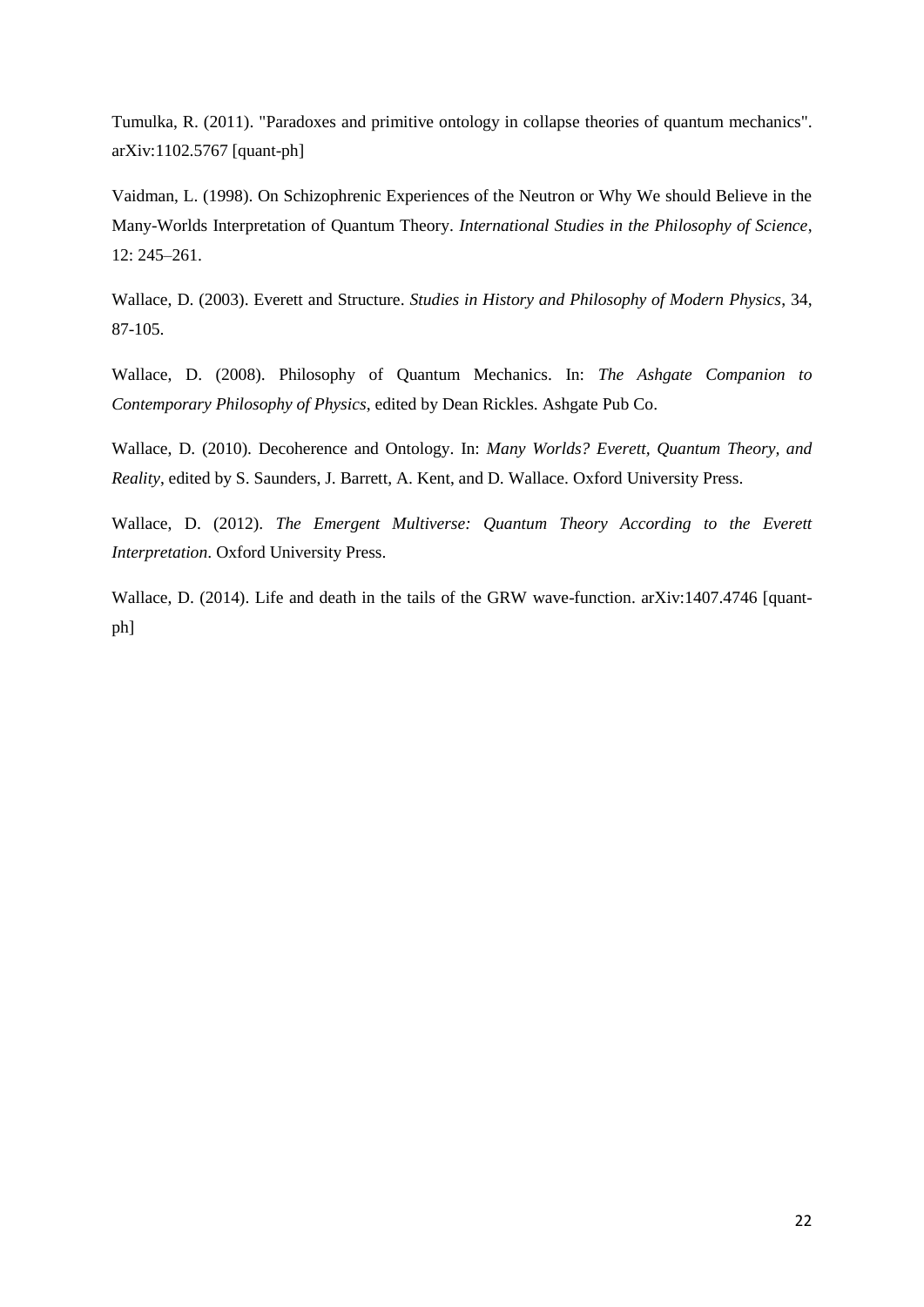Tumulka, R. (2011). "Paradoxes and primitive ontology in collapse theories of quantum mechanics". arXiv:1102.5767 [quant-ph]

Vaidman, L. (1998). On Schizophrenic Experiences of the Neutron or Why We should Believe in the Many-Worlds Interpretation of Quantum Theory. *International Studies in the Philosophy of Science*, 12: 245–261.

Wallace, D. (2003). Everett and Structure. *Studies in History and Philosophy of Modern Physics*, 34, 87-105.

Wallace, D. (2008). Philosophy of Quantum Mechanics. In: *The Ashgate Companion to Contemporary Philosophy of Physics*, edited by Dean Rickles. Ashgate Pub Co.

Wallace, D. (2010). Decoherence and Ontology. In: *Many Worlds? Everett, Quantum Theory, and Reality*, edited by S. Saunders, J. Barrett, A. Kent, and D. Wallace. Oxford University Press.

Wallace, D. (2012). *The Emergent Multiverse: Quantum Theory According to the Everett Interpretation*. Oxford University Press.

Wallace, D. (2014). Life and death in the tails of the GRW wave-function. arXiv:1407.4746 [quant-ph]